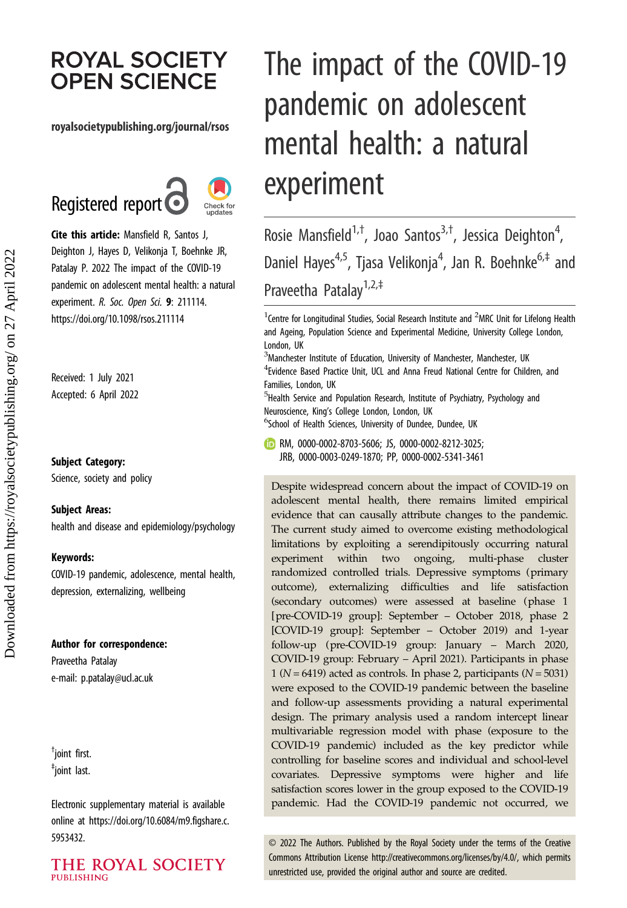ROYAL SOCIETY OPEN SCIENCE

royalsocietypublishing.org/journal/rsos

Registered report

**Cite this article:** Mansfield R, Santos J, Deighton J, Hayes D, Velikonja T, Boehnke JR, Patalay P. 2022 The impact of the COVID-19 pandemic on adolescent mental health: a natural experiment. *R. Soc. Open Sci.* **9**: 211114. https://doi.org/10.1098/rsos.211114

Received: 1 July 2021
Accepted: 6 April 2022

**Subject Category:**
Science, society and policy

**Subject Areas:**
health and disease and epidemiology/psychology

**Keywords:**
COVID-19 pandemic, adolescence, mental health, depression, externalizing, wellbeing

**Author for correspondence:**
Praveetha Patalay
e-mail: p.patalay@ucl.ac.uk

[†]joint first.
[‡]joint last.

Electronic supplementary material is available online at https://doi.org/10.6084/m9.figshare.c.5953432.

# The impact of the COVID-19 pandemic on adolescent mental health: a natural experiment

Rosie Mansfield[1,†], Joao Santos[3,†], Jessica Deighton[4], Daniel Hayes[4,5], Tjasa Velikonja[4], Jan R. Boehnke[6,‡] and Praveetha Patalay[1,2,‡]

[1]Centre for Longitudinal Studies, Social Research Institute and [2]MRC Unit for Lifelong Health and Ageing, Population Science and Experimental Medicine, University College London, London, UK
[3]Manchester Institute of Education, University of Manchester, Manchester, UK
[4]Evidence Based Practice Unit, UCL and Anna Freud National Centre for Children, and Families, London, UK
[5]Health Service and Population Research, Institute of Psychiatry, Psychology and Neuroscience, King's College London, London, UK
[6]School of Health Sciences, University of Dundee, Dundee, UK

RM, 0000-0002-8703-5606; JS, 0000-0002-8212-3025; JRB, 0000-0003-0249-1870; PP, 0000-0002-5341-3461

Despite widespread concern about the impact of COVID-19 on adolescent mental health, there remains limited empirical evidence that can causally attribute changes to the pandemic. The current study aimed to overcome existing methodological limitations by exploiting a serendipitously occurring natural experiment within two ongoing, multi-phase cluster randomized controlled trials. Depressive symptoms (primary outcome), externalizing difficulties and life satisfaction (secondary outcomes) were assessed at baseline (phase 1 [pre-COVID-19 group]: September – October 2018, phase 2 [COVID-19 group]: September – October 2019) and 1-year follow-up (pre-COVID-19 group: January – March 2020, COVID-19 group: February – April 2021). Participants in phase 1 ($N = 6419$) acted as controls. In phase 2, participants ($N = 5031$) were exposed to the COVID-19 pandemic between the baseline and follow-up assessments providing a natural experimental design. The primary analysis used a random intercept linear multivariable regression model with phase (exposure to the COVID-19 pandemic) included as the key predictor while controlling for baseline scores and individual and school-level covariates. Depressive symptoms were higher and life satisfaction scores lower in the group exposed to the COVID-19 pandemic. Had the COVID-19 pandemic not occurred, we

© 2022 The Authors. Published by the Royal Society under the terms of the Creative Commons Attribution License http://creativecommons.org/licenses/by/4.0/, which permits unrestricted use, provided the original author and source are credited.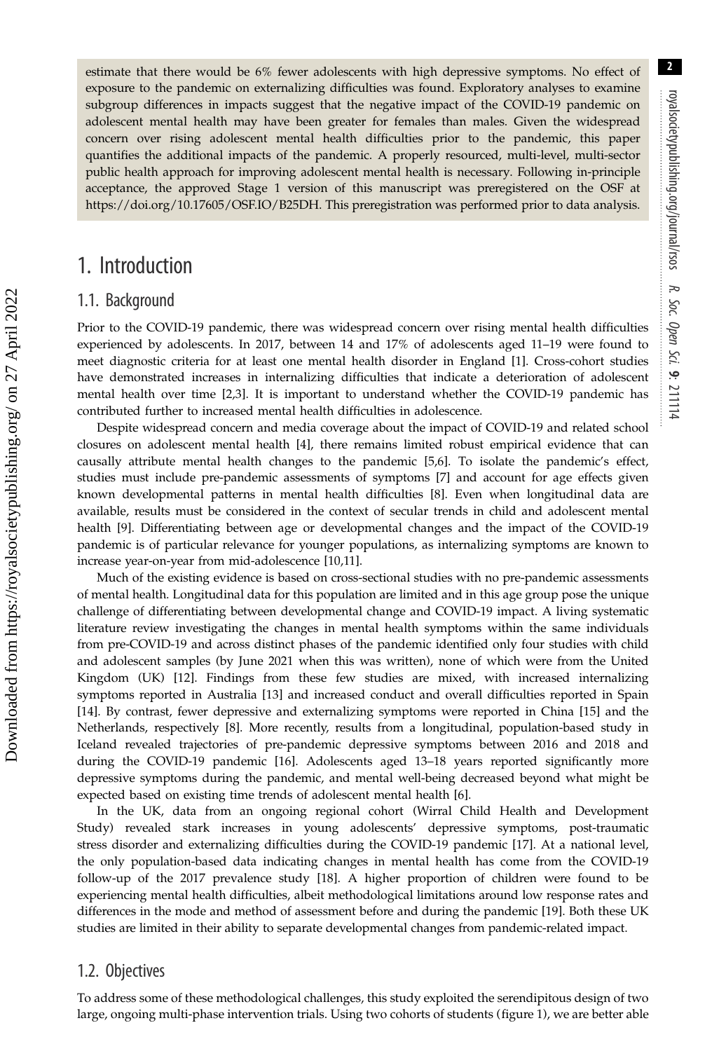estimate that there would be 6% fewer adolescents with high depressive symptoms. No effect of exposure to the pandemic on externalizing difficulties was found. Exploratory analyses to examine subgroup differences in impacts suggest that the negative impact of the COVID-19 pandemic on adolescent mental health may have been greater for females than males. Given the widespread concern over rising adolescent mental health difficulties prior to the pandemic, this paper quantifies the additional impacts of the pandemic. A properly resourced, multi-level, multi-sector public health approach for improving adolescent mental health is necessary. Following in-principle acceptance, the approved Stage 1 version of this manuscript was preregistered on the OSF at https://doi.org/10.17605/OSF.IO/B25DH. This preregistration was performed prior to data analysis.

# 1. Introduction

## 1.1. Background

Prior to the COVID-19 pandemic, there was widespread concern over rising mental health difficulties experienced by adolescents. In 2017, between 14 and 17% of adolescents aged 11–19 were found to meet diagnostic criteria for at least one mental health disorder in England [1]. Cross-cohort studies have demonstrated increases in internalizing difficulties that indicate a deterioration of adolescent mental health over time [2,3]. It is important to understand whether the COVID-19 pandemic has contributed further to increased mental health difficulties in adolescence.

Despite widespread concern and media coverage about the impact of COVID-19 and related school closures on adolescent mental health [4], there remains limited robust empirical evidence that can causally attribute mental health changes to the pandemic [5,6]. To isolate the pandemic's effect, studies must include pre-pandemic assessments of symptoms [7] and account for age effects given known developmental patterns in mental health difficulties [8]. Even when longitudinal data are available, results must be considered in the context of secular trends in child and adolescent mental health [9]. Differentiating between age or developmental changes and the impact of the COVID-19 pandemic is of particular relevance for younger populations, as internalizing symptoms are known to increase year-on-year from mid-adolescence [10,11].

Much of the existing evidence is based on cross-sectional studies with no pre-pandemic assessments of mental health. Longitudinal data for this population are limited and in this age group pose the unique challenge of differentiating between developmental change and COVID-19 impact. A living systematic literature review investigating the changes in mental health symptoms within the same individuals from pre-COVID-19 and across distinct phases of the pandemic identified only four studies with child and adolescent samples (by June 2021 when this was written), none of which were from the United Kingdom (UK) [12]. Findings from these few studies are mixed, with increased internalizing symptoms reported in Australia [13] and increased conduct and overall difficulties reported in Spain [14]. By contrast, fewer depressive and externalizing symptoms were reported in China [15] and the Netherlands, respectively [8]. More recently, results from a longitudinal, population-based study in Iceland revealed trajectories of pre-pandemic depressive symptoms between 2016 and 2018 and during the COVID-19 pandemic [16]. Adolescents aged 13–18 years reported significantly more depressive symptoms during the pandemic, and mental well-being decreased beyond what might be expected based on existing time trends of adolescent mental health [6].

In the UK, data from an ongoing regional cohort (Wirral Child Health and Development Study) revealed stark increases in young adolescents' depressive symptoms, post-traumatic stress disorder and externalizing difficulties during the COVID-19 pandemic [17]. At a national level, the only population-based data indicating changes in mental health has come from the COVID-19 follow-up of the 2017 prevalence study [18]. A higher proportion of children were found to be experiencing mental health difficulties, albeit methodological limitations around low response rates and differences in the mode and method of assessment before and during the pandemic [19]. Both these UK studies are limited in their ability to separate developmental changes from pandemic-related impact.

## 1.2. Objectives

To address some of these methodological challenges, this study exploited the serendipitous design of two large, ongoing multi-phase intervention trials. Using two cohorts of students (figure 1), we are better able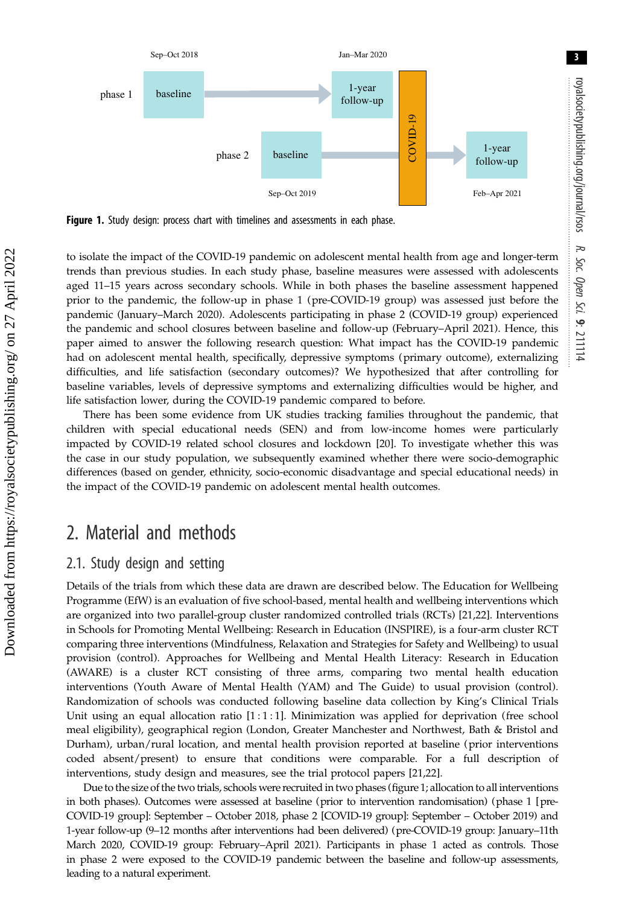Figure 1. Study design: process chart with timelines and assessments in each phase.

to isolate the impact of the COVID-19 pandemic on adolescent mental health from age and longer-term trends than previous studies. In each study phase, baseline measures were assessed with adolescents aged 11–15 years across secondary schools. While in both phases the baseline assessment happened prior to the pandemic, the follow-up in phase 1 (pre-COVID-19 group) was assessed just before the pandemic (January–March 2020). Adolescents participating in phase 2 (COVID-19 group) experienced the pandemic and school closures between baseline and follow-up (February–April 2021). Hence, this paper aimed to answer the following research question: What impact has the COVID-19 pandemic had on adolescent mental health, specifically, depressive symptoms (primary outcome), externalizing difficulties, and life satisfaction (secondary outcomes)? We hypothesized that after controlling for baseline variables, levels of depressive symptoms and externalizing difficulties would be higher, and life satisfaction lower, during the COVID-19 pandemic compared to before.

There has been some evidence from UK studies tracking families throughout the pandemic, that children with special educational needs (SEN) and from low-income homes were particularly impacted by COVID-19 related school closures and lockdown [20]. To investigate whether this was the case in our study population, we subsequently examined whether there were socio-demographic differences (based on gender, ethnicity, socio-economic disadvantage and special educational needs) in the impact of the COVID-19 pandemic on adolescent mental health outcomes.

# 2. Material and methods

## 2.1. Study design and setting

Details of the trials from which these data are drawn are described below. The Education for Wellbeing Programme (EfW) is an evaluation of five school-based, mental health and wellbeing interventions which are organized into two parallel-group cluster randomized controlled trials (RCTs) [21,22]. Interventions in Schools for Promoting Mental Wellbeing: Research in Education (INSPIRE), is a four-arm cluster RCT comparing three interventions (Mindfulness, Relaxation and Strategies for Safety and Wellbeing) to usual provision (control). Approaches for Wellbeing and Mental Health Literacy: Research in Education (AWARE) is a cluster RCT consisting of three arms, comparing two mental health education interventions (Youth Aware of Mental Health (YAM) and The Guide) to usual provision (control). Randomization of schools was conducted following baseline data collection by King's Clinical Trials Unit using an equal allocation ratio [1 : 1 : 1]. Minimization was applied for deprivation (free school meal eligibility), geographical region (London, Greater Manchester and Northwest, Bath & Bristol and Durham), urban/rural location, and mental health provision reported at baseline (prior interventions coded absent/present) to ensure that conditions were comparable. For a full description of interventions, study design and measures, see the trial protocol papers [21,22].

Due to the size of the two trials, schools were recruited in two phases (figure 1; allocation to all interventions in both phases). Outcomes were assessed at baseline (prior to intervention randomisation) (phase 1 [pre-COVID-19 group]: September – October 2018, phase 2 [COVID-19 group]: September – October 2019) and 1-year follow-up (9–12 months after interventions had been delivered) (pre-COVID-19 group: January–11th March 2020, COVID-19 group: February–April 2021). Participants in phase 1 acted as controls. Those in phase 2 were exposed to the COVID-19 pandemic between the baseline and follow-up assessments, leading to a natural experiment.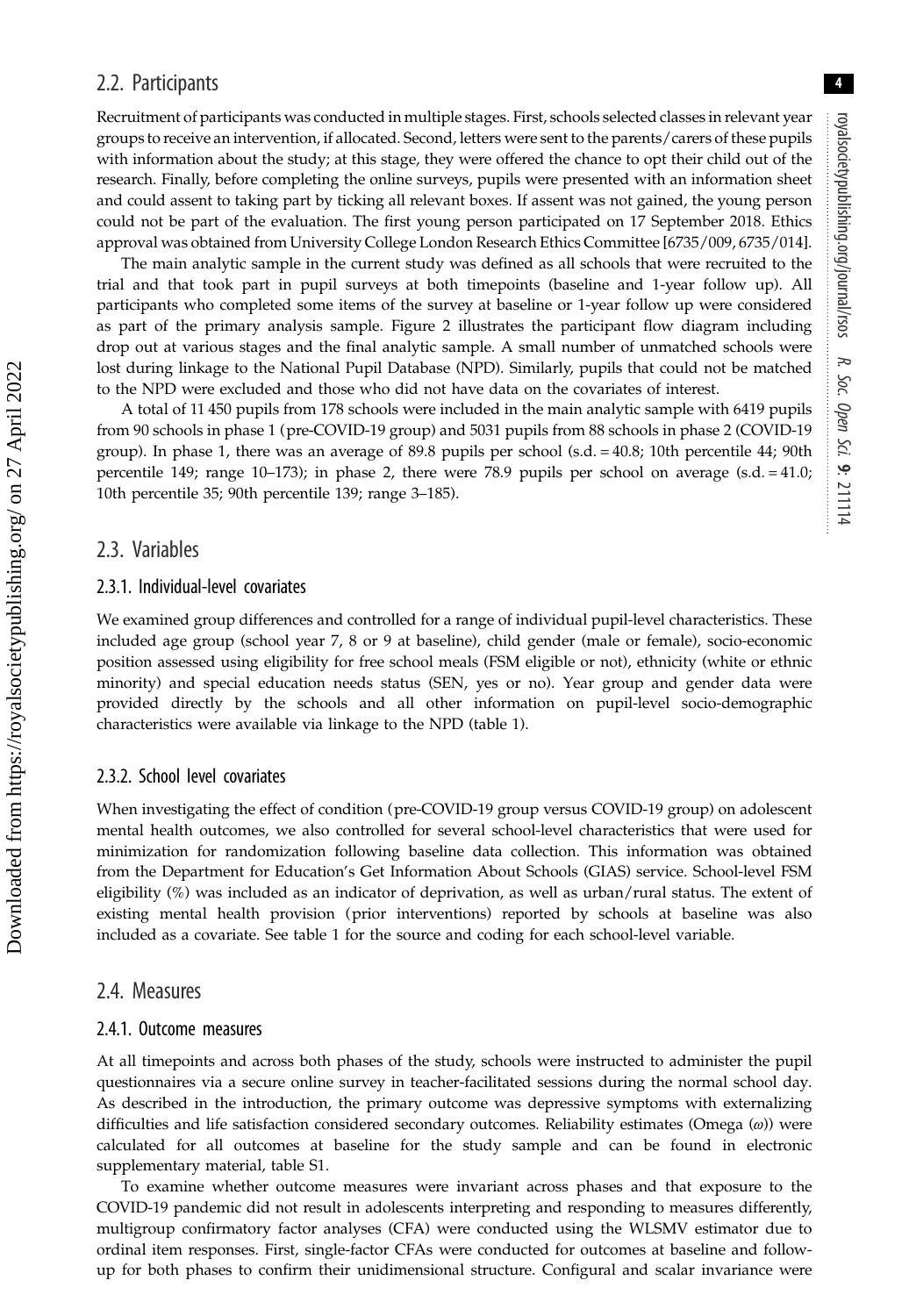## 2.2. Participants

Recruitment of participants was conducted in multiple stages. First, schools selected classes in relevant year groups to receive an intervention, if allocated. Second, letters were sent to the parents/carers of these pupils with information about the study; at this stage, they were offered the chance to opt their child out of the research. Finally, before completing the online surveys, pupils were presented with an information sheet and could assent to taking part by ticking all relevant boxes. If assent was not gained, the young person could not be part of the evaluation. The first young person participated on 17 September 2018. Ethics approval was obtained from University College London Research Ethics Committee [6735/009, 6735/014].

The main analytic sample in the current study was defined as all schools that were recruited to the trial and that took part in pupil surveys at both timepoints (baseline and 1-year follow up). All participants who completed some items of the survey at baseline or 1-year follow up were considered as part of the primary analysis sample. Figure 2 illustrates the participant flow diagram including drop out at various stages and the final analytic sample. A small number of unmatched schools were lost during linkage to the National Pupil Database (NPD). Similarly, pupils that could not be matched to the NPD were excluded and those who did not have data on the covariates of interest.

A total of 11 450 pupils from 178 schools were included in the main analytic sample with 6419 pupils from 90 schools in phase 1 (pre-COVID-19 group) and 5031 pupils from 88 schools in phase 2 (COVID-19 group). In phase 1, there was an average of 89.8 pupils per school (s.d. = 40.8; 10th percentile 44; 90th percentile 149; range 10–173); in phase 2, there were 78.9 pupils per school on average (s.d. = 41.0; 10th percentile 35; 90th percentile 139; range 3–185).

## 2.3. Variables

### 2.3.1. Individual-level covariates

We examined group differences and controlled for a range of individual pupil-level characteristics. These included age group (school year 7, 8 or 9 at baseline), child gender (male or female), socio-economic position assessed using eligibility for free school meals (FSM eligible or not), ethnicity (white or ethnic minority) and special education needs status (SEN, yes or no). Year group and gender data were provided directly by the schools and all other information on pupil-level socio-demographic characteristics were available via linkage to the NPD (table 1).

### 2.3.2. School level covariates

When investigating the effect of condition (pre-COVID-19 group versus COVID-19 group) on adolescent mental health outcomes, we also controlled for several school-level characteristics that were used for minimization for randomization following baseline data collection. This information was obtained from the Department for Education's Get Information About Schools (GIAS) service. School-level FSM eligibility (%) was included as an indicator of deprivation, as well as urban/rural status. The extent of existing mental health provision (prior interventions) reported by schools at baseline was also included as a covariate. See table 1 for the source and coding for each school-level variable.

## 2.4. Measures

### 2.4.1. Outcome measures

At all timepoints and across both phases of the study, schools were instructed to administer the pupil questionnaires via a secure online survey in teacher-facilitated sessions during the normal school day. As described in the introduction, the primary outcome was depressive symptoms with externalizing difficulties and life satisfaction considered secondary outcomes. Reliability estimates (Omega ($\omega$)) were calculated for all outcomes at baseline for the study sample and can be found in electronic supplementary material, table S1.

To examine whether outcome measures were invariant across phases and that exposure to the COVID-19 pandemic did not result in adolescents interpreting and responding to measures differently, multigroup confirmatory factor analyses (CFA) were conducted using the WLSMV estimator due to ordinal item responses. First, single-factor CFAs were conducted for outcomes at baseline and follow-up for both phases to confirm their unidimensional structure. Configural and scalar invariance were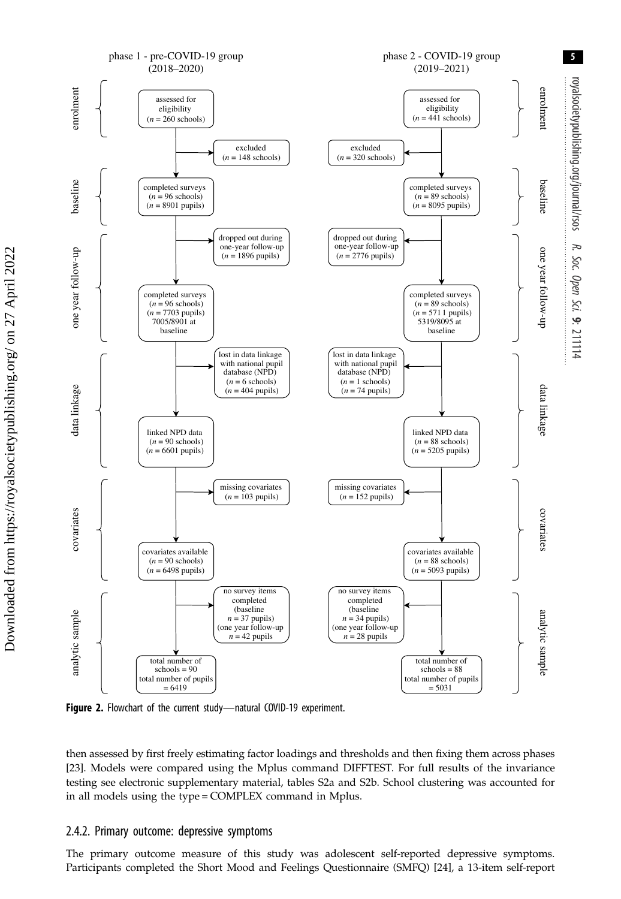phase 1 - pre-COVID-19 group (2018–2020)

phase 2 - COVID-19 group (2019–2021)

| Stage | Phase 1 - pre-COVID-19 group (2018–2020) | Phase 2 - COVID-19 group (2019–2021) |
|---|---|---|
| enrolment | assessed for eligibility ($n$ = 260 schools) | assessed for eligibility ($n$ = 441 schools) |
| | excluded ($n$ = 148 schools) | excluded ($n$ = 320 schools) |
| baseline | completed surveys ($n$ = 96 schools) ($n$ = 8901 pupils) | completed surveys ($n$ = 89 schools) ($n$ = 8095 pupils) |
| | dropped out during one-year follow-up ($n$ = 1896 pupils) | dropped out during one-year follow-up ($n$ = 2776 pupils) |
| one year follow-up | completed surveys ($n$ = 96 schools) ($n$ = 7703 pupils) 7005/8901 at baseline | completed surveys ($n$ = 89 schools) ($n$ = 571 1 pupils) 5319/8095 at baseline |
| | lost in data linkage with national pupil database (NPD) ($n$ = 6 schools) ($n$ = 404 pupils) | lost in data linkage with national pupil database (NPD) ($n$ = 1 schools) ($n$ = 74 pupils) |
| data linkage | linked NPD data ($n$ = 90 schools) ($n$ = 6601 pupils) | linked NPD data ($n$ = 88 schools) ($n$ = 5205 pupils) |
| | missing covariates ($n$ = 103 pupils) | missing covariates ($n$ = 152 pupils) |
| covariates | covariates available ($n$ = 90 schools) ($n$ = 6498 pupils) | covariates available ($n$ = 88 schools) ($n$ = 5093 pupils) |
| | no survey items completed (baseline $n$ = 37 pupils) (one year follow-up $n$ = 42 pupils | no survey items completed (baseline $n$ = 34 pupils) (one year follow-up $n$ = 28 pupils |
| analytic sample | total number of schools = 90 total number of pupils = 6419 | total number of schools = 88 total number of pupils = 5031 |

**Figure 2.** Flowchart of the current study—natural COVID-19 experiment.

then assessed by first freely estimating factor loadings and thresholds and then fixing them across phases [23]. Models were compared using the Mplus command DIFFTEST. For full results of the invariance testing see electronic supplementary material, tables S2a and S2b. School clustering was accounted for in all models using the type = COMPLEX command in Mplus.

### 2.4.2. Primary outcome: depressive symptoms

The primary outcome measure of this study was adolescent self-reported depressive symptoms. Participants completed the Short Mood and Feelings Questionnaire (SMFQ) [24], a 13-item self-report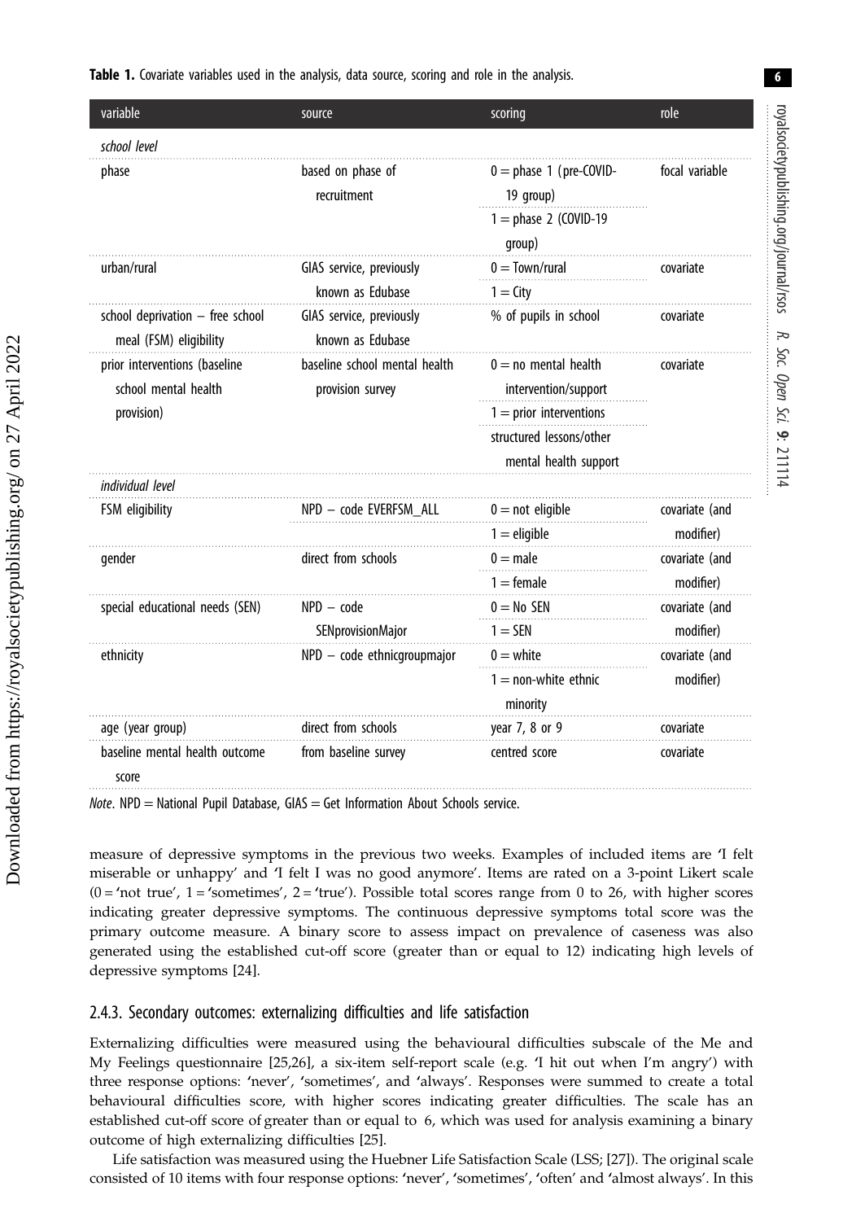**Table 1.** Covariate variables used in the analysis, data source, scoring and role in the analysis.

| variable | source | scoring | role |
|---|---|---|---|
| *school level* | | | |
| phase | based on phase of recruitment | 0 = phase 1 (pre-COVID-19 group)<br>1 = phase 2 (COVID-19 group) | focal variable |
| urban/rural | GIAS service, previously known as Edubase | 0 = Town/rural<br>1 = City | covariate |
| school deprivation – free school meal (FSM) eligibility | GIAS service, previously known as Edubase | % of pupils in school | covariate |
| prior interventions (baseline school mental health provision) | baseline school mental health provision survey | 0 = no mental health intervention/support<br>1 = prior interventions structured lessons/other mental health support | covariate |
| *individual level* | | | |
| FSM eligibility | NPD – code EVERFSM_ALL | 0 = not eligible<br>1 = eligible | covariate (and modifier) |
| gender | direct from schools | 0 = male<br>1 = female | covariate (and modifier) |
| special educational needs (SEN) | NPD – code SENprovisionMajor | 0 = No SEN<br>1 = SEN | covariate (and modifier) |
| ethnicity | NPD – code ethnicgroupmajor | 0 = white<br>1 = non-white ethnic minority | covariate (and modifier) |
| age (year group) | direct from schools | year 7, 8 or 9 | covariate |
| baseline mental health outcome score | from baseline survey | centred score | covariate |

*Note*. NPD = National Pupil Database, GIAS = Get Information About Schools service.

measure of depressive symptoms in the previous two weeks. Examples of included items are 'I felt miserable or unhappy' and 'I felt I was no good anymore'. Items are rated on a 3-point Likert scale (0 = 'not true', 1 = 'sometimes', 2 = 'true'). Possible total scores range from 0 to 26, with higher scores indicating greater depressive symptoms. The continuous depressive symptoms total score was the primary outcome measure. A binary score to assess impact on prevalence of caseness was also generated using the established cut-off score (greater than or equal to 12) indicating high levels of depressive symptoms [24].

### 2.4.3. Secondary outcomes: externalizing difficulties and life satisfaction

Externalizing difficulties were measured using the behavioural difficulties subscale of the Me and My Feelings questionnaire [25,26], a six-item self-report scale (e.g. 'I hit out when I'm angry') with three response options: 'never', 'sometimes', and 'always'. Responses were summed to create a total behavioural difficulties score, with higher scores indicating greater difficulties. The scale has an established cut-off score of greater than or equal to 6, which was used for analysis examining a binary outcome of high externalizing difficulties [25].

Life satisfaction was measured using the Huebner Life Satisfaction Scale (LSS; [27]). The original scale consisted of 10 items with four response options: 'never', 'sometimes', 'often' and 'almost always'. In this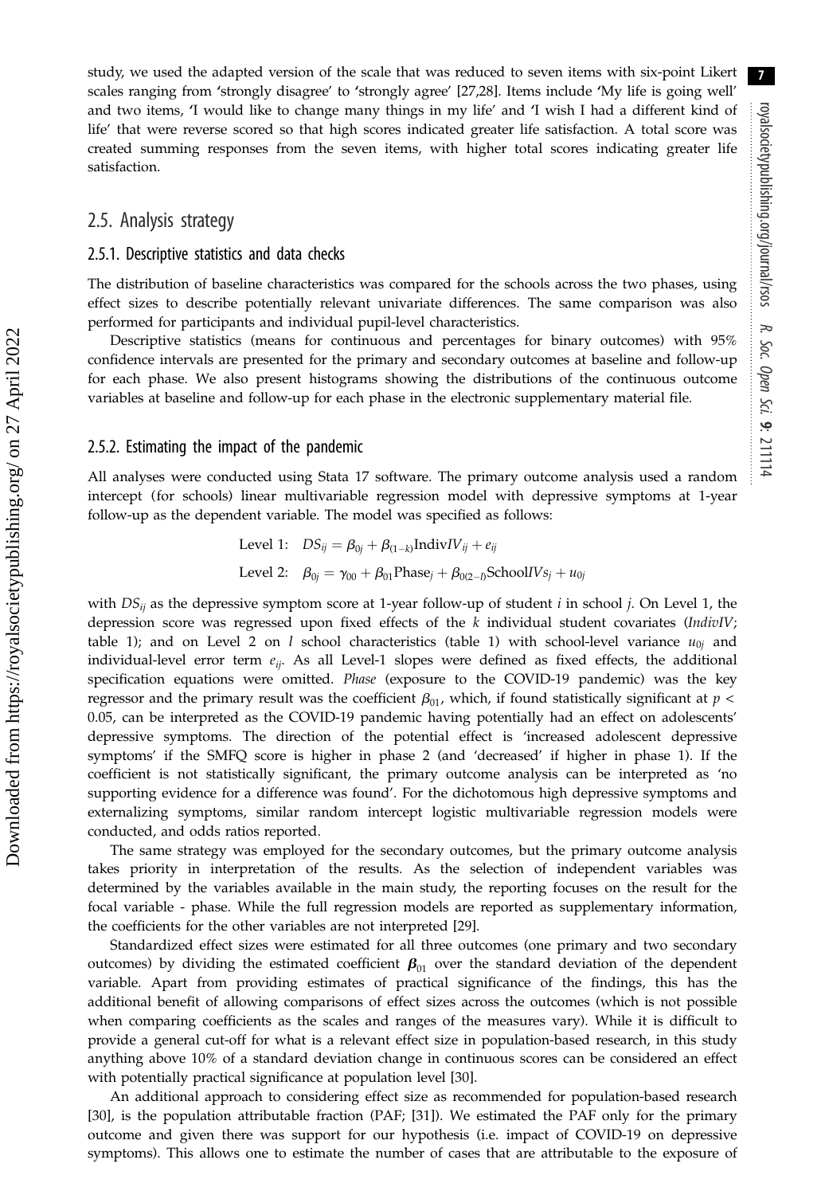study, we used the adapted version of the scale that was reduced to seven items with six-point Likert scales ranging from 'strongly disagree' to 'strongly agree' [27,28]. Items include 'My life is going well' and two items, 'I would like to change many things in my life' and 'I wish I had a different kind of life' that were reverse scored so that high scores indicated greater life satisfaction. A total score was created summing responses from the seven items, with higher total scores indicating greater life satisfaction.

## 2.5. Analysis strategy

### 2.5.1. Descriptive statistics and data checks

The distribution of baseline characteristics was compared for the schools across the two phases, using effect sizes to describe potentially relevant univariate differences. The same comparison was also performed for participants and individual pupil-level characteristics.

Descriptive statistics (means for continuous and percentages for binary outcomes) with 95% confidence intervals are presented for the primary and secondary outcomes at baseline and follow-up for each phase. We also present histograms showing the distributions of the continuous outcome variables at baseline and follow-up for each phase in the electronic supplementary material file.

### 2.5.2. Estimating the impact of the pandemic

All analyses were conducted using Stata 17 software. The primary outcome analysis used a random intercept (for schools) linear multivariable regression model with depressive symptoms at 1-year follow-up as the dependent variable. The model was specified as follows:

$$\text{Level 1:}\quad DS_{ij} = \beta_{0j} + \beta_{(1-k)}\text{Indiv}IV_{ij} + e_{ij}$$

$$\text{Level 2:}\quad \beta_{0j} = \gamma_{00} + \beta_{01}\text{Phase}_j + \beta_{0(2-l)}\text{School}IVs_j + u_{0j}$$

with $DS_{ij}$ as the depressive symptom score at 1-year follow-up of student $i$ in school $j$. On Level 1, the depression score was regressed upon fixed effects of the $k$ individual student covariates (*IndivIV*; table 1); and on Level 2 on $l$ school characteristics (table 1) with school-level variance $u_{0j}$ and individual-level error term $e_{ij}$. As all Level-1 slopes were defined as fixed effects, the additional specification equations were omitted. *Phase* (exposure to the COVID-19 pandemic) was the key regressor and the primary result was the coefficient $\beta_{01}$, which, if found statistically significant at $p <$ 0.05, can be interpreted as the COVID-19 pandemic having potentially had an effect on adolescents' depressive symptoms. The direction of the potential effect is 'increased adolescent depressive symptoms' if the SMFQ score is higher in phase 2 (and 'decreased' if higher in phase 1). If the coefficient is not statistically significant, the primary outcome analysis can be interpreted as 'no supporting evidence for a difference was found'. For the dichotomous high depressive symptoms and externalizing symptoms, similar random intercept logistic multivariable regression models were conducted, and odds ratios reported.

The same strategy was employed for the secondary outcomes, but the primary outcome analysis takes priority in interpretation of the results. As the selection of independent variables was determined by the variables available in the main study, the reporting focuses on the result for the focal variable - phase. While the full regression models are reported as supplementary information, the coefficients for the other variables are not interpreted [29].

Standardized effect sizes were estimated for all three outcomes (one primary and two secondary outcomes) by dividing the estimated coefficient $\boldsymbol{\beta}_{01}$ over the standard deviation of the dependent variable. Apart from providing estimates of practical significance of the findings, this has the additional benefit of allowing comparisons of effect sizes across the outcomes (which is not possible when comparing coefficients as the scales and ranges of the measures vary). While it is difficult to provide a general cut-off for what is a relevant effect size in population-based research, in this study anything above 10% of a standard deviation change in continuous scores can be considered an effect with potentially practical significance at population level [30].

An additional approach to considering effect size as recommended for population-based research [30], is the population attributable fraction (PAF; [31]). We estimated the PAF only for the primary outcome and given there was support for our hypothesis (i.e. impact of COVID-19 on depressive symptoms). This allows one to estimate the number of cases that are attributable to the exposure of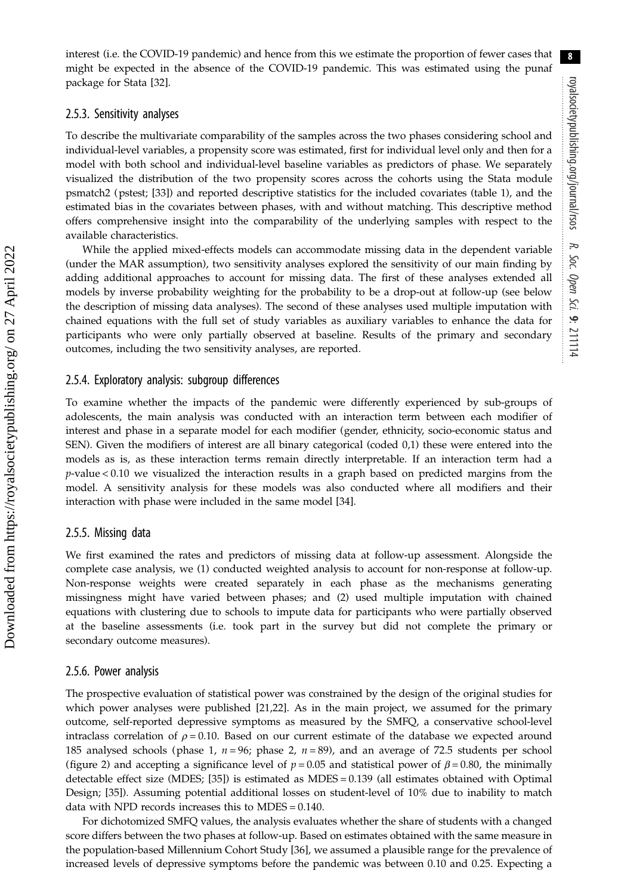interest (i.e. the COVID-19 pandemic) and hence from this we estimate the proportion of fewer cases that might be expected in the absence of the COVID-19 pandemic. This was estimated using the punaf package for Stata [32].

#### 2.5.3. Sensitivity analyses

To describe the multivariate comparability of the samples across the two phases considering school and individual-level variables, a propensity score was estimated, first for individual level only and then for a model with both school and individual-level baseline variables as predictors of phase. We separately visualized the distribution of the two propensity scores across the cohorts using the Stata module psmatch2 (pstest; [33]) and reported descriptive statistics for the included covariates (table 1), and the estimated bias in the covariates between phases, with and without matching. This descriptive method offers comprehensive insight into the comparability of the underlying samples with respect to the available characteristics.

While the applied mixed-effects models can accommodate missing data in the dependent variable (under the MAR assumption), two sensitivity analyses explored the sensitivity of our main finding by adding additional approaches to account for missing data. The first of these analyses extended all models by inverse probability weighting for the probability to be a drop-out at follow-up (see below the description of missing data analyses). The second of these analyses used multiple imputation with chained equations with the full set of study variables as auxiliary variables to enhance the data for participants who were only partially observed at baseline. Results of the primary and secondary outcomes, including the two sensitivity analyses, are reported.

#### 2.5.4. Exploratory analysis: subgroup differences

To examine whether the impacts of the pandemic were differently experienced by sub-groups of adolescents, the main analysis was conducted with an interaction term between each modifier of interest and phase in a separate model for each modifier (gender, ethnicity, socio-economic status and SEN). Given the modifiers of interest are all binary categorical (coded 0,1) these were entered into the models as is, as these interaction terms remain directly interpretable. If an interaction term had a $p$-value $< 0.10$ we visualized the interaction results in a graph based on predicted margins from the model. A sensitivity analysis for these models was also conducted where all modifiers and their interaction with phase were included in the same model [34].

#### 2.5.5. Missing data

We first examined the rates and predictors of missing data at follow-up assessment. Alongside the complete case analysis, we (1) conducted weighted analysis to account for non-response at follow-up. Non-response weights were created separately in each phase as the mechanisms generating missingness might have varied between phases; and (2) used multiple imputation with chained equations with clustering due to schools to impute data for participants who were partially observed at the baseline assessments (i.e. took part in the survey but did not complete the primary or secondary outcome measures).

#### 2.5.6. Power analysis

The prospective evaluation of statistical power was constrained by the design of the original studies for which power analyses were published [21,22]. As in the main project, we assumed for the primary outcome, self-reported depressive symptoms as measured by the SMFQ, a conservative school-level intraclass correlation of $\rho = 0.10$. Based on our current estimate of the database we expected around 185 analysed schools (phase 1, $n = 96$; phase 2, $n = 89$), and an average of 72.5 students per school (figure 2) and accepting a significance level of $p = 0.05$ and statistical power of $\beta = 0.80$, the minimally detectable effect size (MDES; [35]) is estimated as MDES = 0.139 (all estimates obtained with Optimal Design; [35]). Assuming potential additional losses on student-level of 10% due to inability to match data with NPD records increases this to MDES = 0.140.

For dichotomized SMFQ values, the analysis evaluates whether the share of students with a changed score differs between the two phases at follow-up. Based on estimates obtained with the same measure in the population-based Millennium Cohort Study [36], we assumed a plausible range for the prevalence of increased levels of depressive symptoms before the pandemic was between 0.10 and 0.25. Expecting a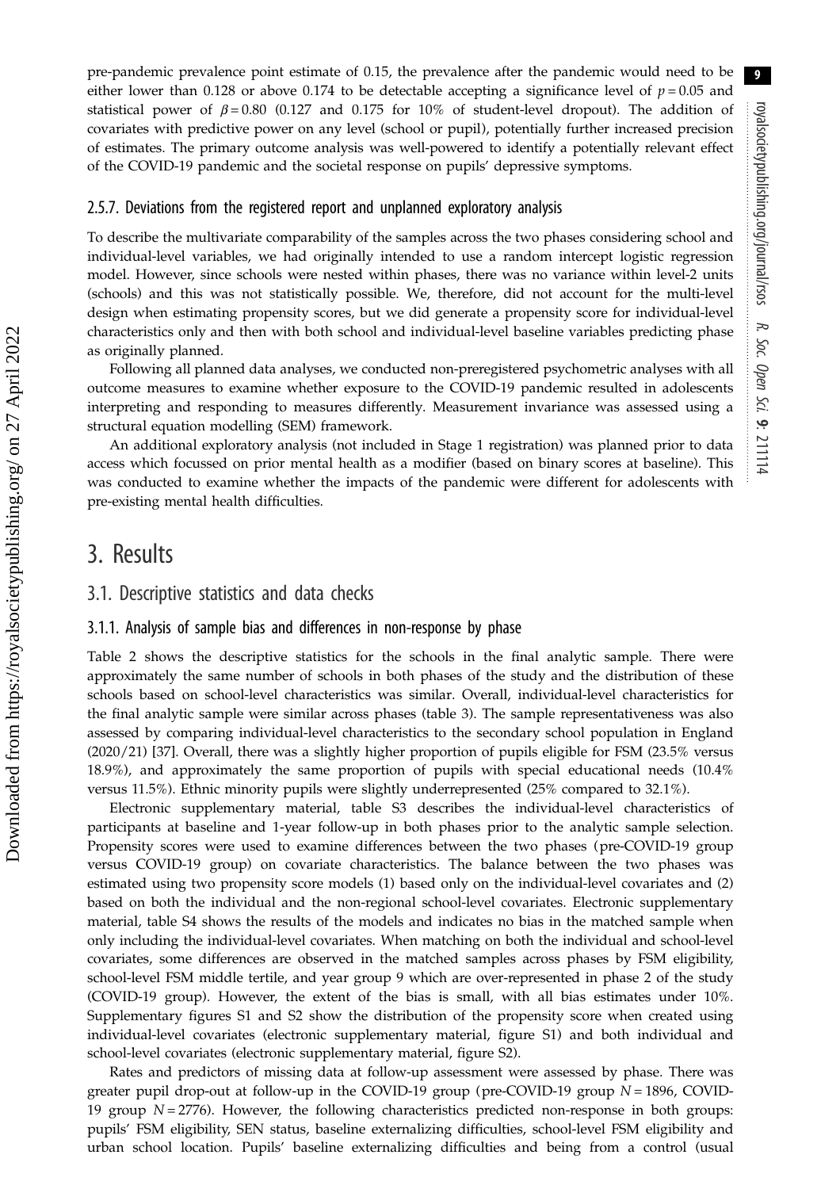pre-pandemic prevalence point estimate of 0.15, the prevalence after the pandemic would need to be either lower than 0.128 or above 0.174 to be detectable accepting a significance level of $p = 0.05$ and statistical power of $\beta = 0.80$ (0.127 and 0.175 for 10% of student-level dropout). The addition of covariates with predictive power on any level (school or pupil), potentially further increased precision of estimates. The primary outcome analysis was well-powered to identify a potentially relevant effect of the COVID-19 pandemic and the societal response on pupils' depressive symptoms.

### 2.5.7. Deviations from the registered report and unplanned exploratory analysis

To describe the multivariate comparability of the samples across the two phases considering school and individual-level variables, we had originally intended to use a random intercept logistic regression model. However, since schools were nested within phases, there was no variance within level-2 units (schools) and this was not statistically possible. We, therefore, did not account for the multi-level design when estimating propensity scores, but we did generate a propensity score for individual-level characteristics only and then with both school and individual-level baseline variables predicting phase as originally planned.

Following all planned data analyses, we conducted non-preregistered psychometric analyses with all outcome measures to examine whether exposure to the COVID-19 pandemic resulted in adolescents interpreting and responding to measures differently. Measurement invariance was assessed using a structural equation modelling (SEM) framework.

An additional exploratory analysis (not included in Stage 1 registration) was planned prior to data access which focussed on prior mental health as a modifier (based on binary scores at baseline). This was conducted to examine whether the impacts of the pandemic were different for adolescents with pre-existing mental health difficulties.

# 3. Results

## 3.1. Descriptive statistics and data checks

### 3.1.1. Analysis of sample bias and differences in non-response by phase

Table 2 shows the descriptive statistics for the schools in the final analytic sample. There were approximately the same number of schools in both phases of the study and the distribution of these schools based on school-level characteristics was similar. Overall, individual-level characteristics for the final analytic sample were similar across phases (table 3). The sample representativeness was also assessed by comparing individual-level characteristics to the secondary school population in England (2020/21) [37]. Overall, there was a slightly higher proportion of pupils eligible for FSM (23.5% versus 18.9%), and approximately the same proportion of pupils with special educational needs (10.4% versus 11.5%). Ethnic minority pupils were slightly underrepresented (25% compared to 32.1%).

Electronic supplementary material, table S3 describes the individual-level characteristics of participants at baseline and 1-year follow-up in both phases prior to the analytic sample selection. Propensity scores were used to examine differences between the two phases (pre-COVID-19 group versus COVID-19 group) on covariate characteristics. The balance between the two phases was estimated using two propensity score models (1) based only on the individual-level covariates and (2) based on both the individual and the non-regional school-level covariates. Electronic supplementary material, table S4 shows the results of the models and indicates no bias in the matched sample when only including the individual-level covariates. When matching on both the individual and school-level covariates, some differences are observed in the matched samples across phases by FSM eligibility, school-level FSM middle tertile, and year group 9 which are over-represented in phase 2 of the study (COVID-19 group). However, the extent of the bias is small, with all bias estimates under 10%. Supplementary figures S1 and S2 show the distribution of the propensity score when created using individual-level covariates (electronic supplementary material, figure S1) and both individual and school-level covariates (electronic supplementary material, figure S2).

Rates and predictors of missing data at follow-up assessment were assessed by phase. There was greater pupil drop-out at follow-up in the COVID-19 group (pre-COVID-19 group $N = 1896$, COVID-19 group $N = 2776$). However, the following characteristics predicted non-response in both groups: pupils' FSM eligibility, SEN status, baseline externalizing difficulties, school-level FSM eligibility and urban school location. Pupils' baseline externalizing difficulties and being from a control (usual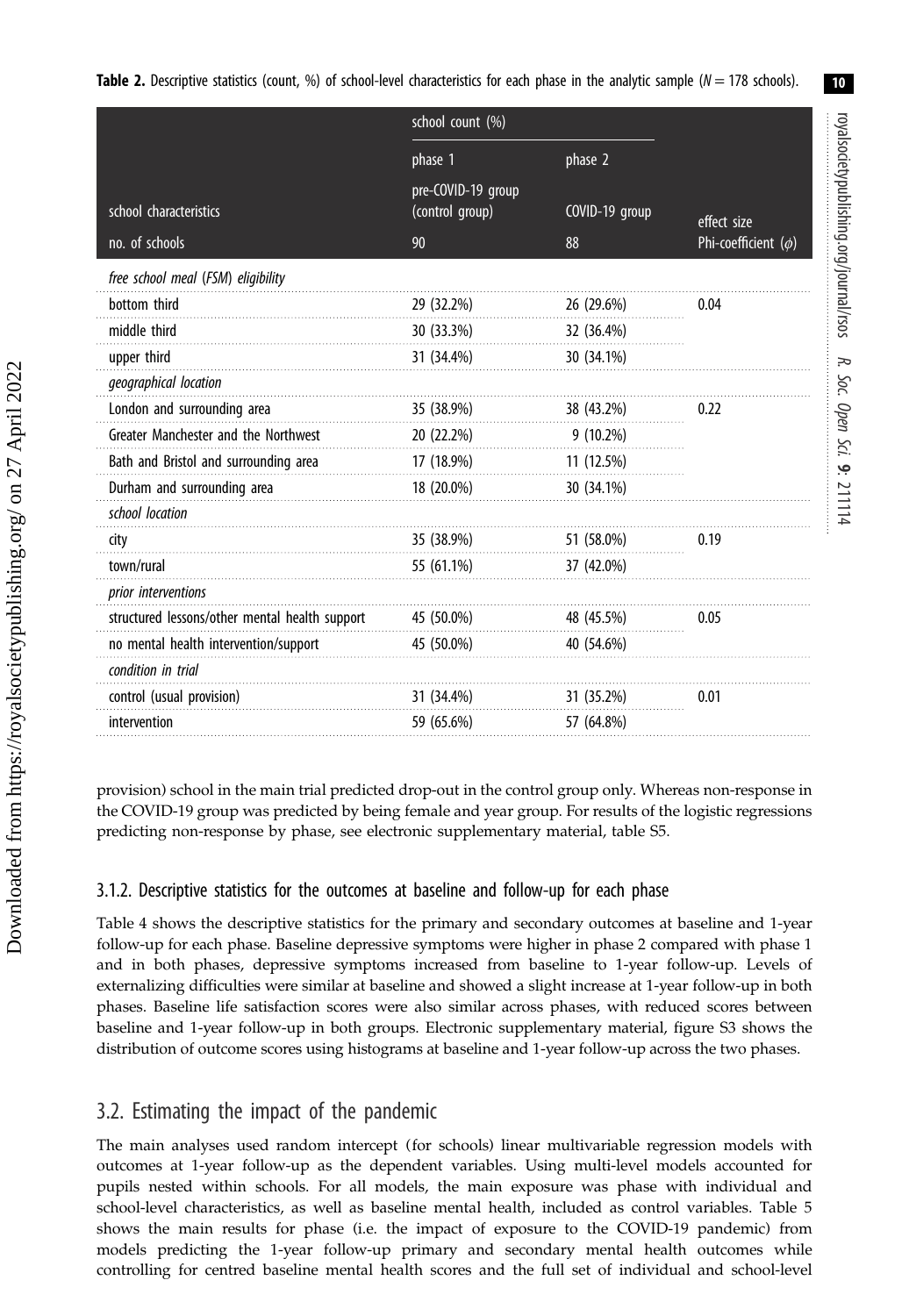**Table 2.** Descriptive statistics (count, %) of school-level characteristics for each phase in the analytic sample ($N = 178$ schools).

| | school count (%) | | |
|---|---|---|---|
| | phase 1 | phase 2 | |
| school characteristics | pre-COVID-19 group (control group) | COVID-19 group | effect size |
| no. of schools | 90 | 88 | Phi-coefficient ($\phi$) |
| *free school meal (FSM) eligibility* | | | |
| bottom third | 29 (32.2%) | 26 (29.6%) | 0.04 |
| middle third | 30 (33.3%) | 32 (36.4%) | |
| upper third | 31 (34.4%) | 30 (34.1%) | |
| *geographical location* | | | |
| London and surrounding area | 35 (38.9%) | 38 (43.2%) | 0.22 |
| Greater Manchester and the Northwest | 20 (22.2%) | 9 (10.2%) | |
| Bath and Bristol and surrounding area | 17 (18.9%) | 11 (12.5%) | |
| Durham and surrounding area | 18 (20.0%) | 30 (34.1%) | |
| *school location* | | | |
| city | 35 (38.9%) | 51 (58.0%) | 0.19 |
| town/rural | 55 (61.1%) | 37 (42.0%) | |
| *prior interventions* | | | |
| structured lessons/other mental health support | 45 (50.0%) | 48 (45.5%) | 0.05 |
| no mental health intervention/support | 45 (50.0%) | 40 (54.6%) | |
| *condition in trial* | | | |
| control (usual provision) | 31 (34.4%) | 31 (35.2%) | 0.01 |
| intervention | 59 (65.6%) | 57 (64.8%) | |

provision) school in the main trial predicted drop-out in the control group only. Whereas non-response in the COVID-19 group was predicted by being female and year group. For results of the logistic regressions predicting non-response by phase, see electronic supplementary material, table S5.

### 3.1.2. Descriptive statistics for the outcomes at baseline and follow-up for each phase

Table 4 shows the descriptive statistics for the primary and secondary outcomes at baseline and 1-year follow-up for each phase. Baseline depressive symptoms were higher in phase 2 compared with phase 1 and in both phases, depressive symptoms increased from baseline to 1-year follow-up. Levels of externalizing difficulties were similar at baseline and showed a slight increase at 1-year follow-up in both phases. Baseline life satisfaction scores were also similar across phases, with reduced scores between baseline and 1-year follow-up in both groups. Electronic supplementary material, figure S3 shows the distribution of outcome scores using histograms at baseline and 1-year follow-up across the two phases.

## 3.2. Estimating the impact of the pandemic

The main analyses used random intercept (for schools) linear multivariable regression models with outcomes at 1-year follow-up as the dependent variables. Using multi-level models accounted for pupils nested within schools. For all models, the main exposure was phase with individual and school-level characteristics, as well as baseline mental health, included as control variables. Table 5 shows the main results for phase (i.e. the impact of exposure to the COVID-19 pandemic) from models predicting the 1-year follow-up primary and secondary mental health outcomes while controlling for centred baseline mental health scores and the full set of individual and school-level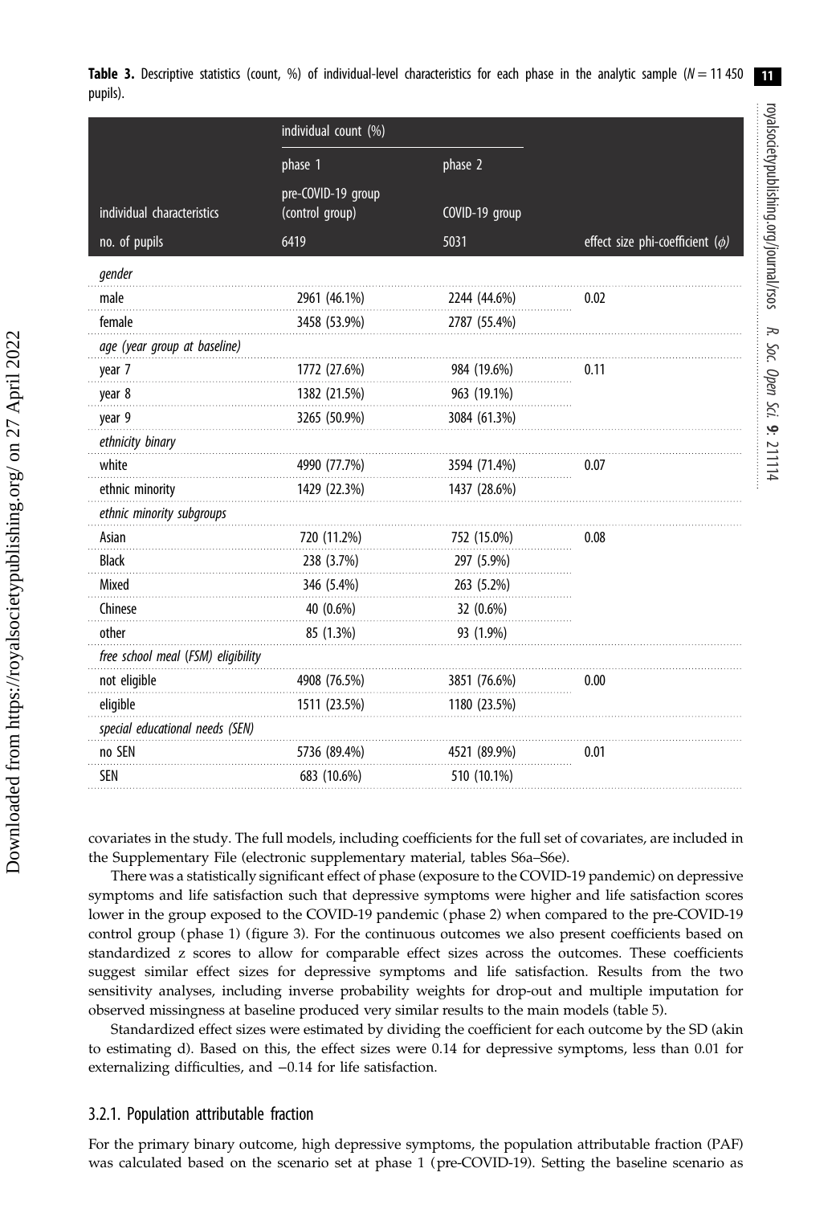**Table 3.** Descriptive statistics (count, %) of individual-level characteristics for each phase in the analytic sample ($N = 11\,450$ pupils).

| | individual count (%) | | |
|---|---|---|---|
| | phase 1 | phase 2 | |
| individual characteristics | pre-COVID-19 group (control group) | COVID-19 group | |
| no. of pupils | 6419 | 5031 | effect size phi-coefficient ($\phi$) |
| *gender* | | | |
| male | 2961 (46.1%) | 2244 (44.6%) | 0.02 |
| female | 3458 (53.9%) | 2787 (55.4%) | |
| *age (year group at baseline)* | | | |
| year 7 | 1772 (27.6%) | 984 (19.6%) | 0.11 |
| year 8 | 1382 (21.5%) | 963 (19.1%) | |
| year 9 | 3265 (50.9%) | 3084 (61.3%) | |
| *ethnicity binary* | | | |
| white | 4990 (77.7%) | 3594 (71.4%) | 0.07 |
| ethnic minority | 1429 (22.3%) | 1437 (28.6%) | |
| *ethnic minority subgroups* | | | |
| Asian | 720 (11.2%) | 752 (15.0%) | 0.08 |
| Black | 238 (3.7%) | 297 (5.9%) | |
| Mixed | 346 (5.4%) | 263 (5.2%) | |
| Chinese | 40 (0.6%) | 32 (0.6%) | |
| other | 85 (1.3%) | 93 (1.9%) | |
| *free school meal (FSM) eligibility* | | | |
| not eligible | 4908 (76.5%) | 3851 (76.6%) | 0.00 |
| eligible | 1511 (23.5%) | 1180 (23.5%) | |
| *special educational needs (SEN)* | | | |
| no SEN | 5736 (89.4%) | 4521 (89.9%) | 0.01 |
| SEN | 683 (10.6%) | 510 (10.1%) | |

covariates in the study. The full models, including coefficients for the full set of covariates, are included in the Supplementary File (electronic supplementary material, tables S6a–S6e).

There was a statistically significant effect of phase (exposure to the COVID-19 pandemic) on depressive symptoms and life satisfaction such that depressive symptoms were higher and life satisfaction scores lower in the group exposed to the COVID-19 pandemic (phase 2) when compared to the pre-COVID-19 control group (phase 1) (figure 3). For the continuous outcomes we also present coefficients based on standardized z scores to allow for comparable effect sizes across the outcomes. These coefficients suggest similar effect sizes for depressive symptoms and life satisfaction. Results from the two sensitivity analyses, including inverse probability weights for drop-out and multiple imputation for observed missingness at baseline produced very similar results to the main models (table 5).

Standardized effect sizes were estimated by dividing the coefficient for each outcome by the SD (akin to estimating d). Based on this, the effect sizes were 0.14 for depressive symptoms, less than 0.01 for externalizing difficulties, and −0.14 for life satisfaction.

### 3.2.1. Population attributable fraction

For the primary binary outcome, high depressive symptoms, the population attributable fraction (PAF) was calculated based on the scenario set at phase 1 (pre-COVID-19). Setting the baseline scenario as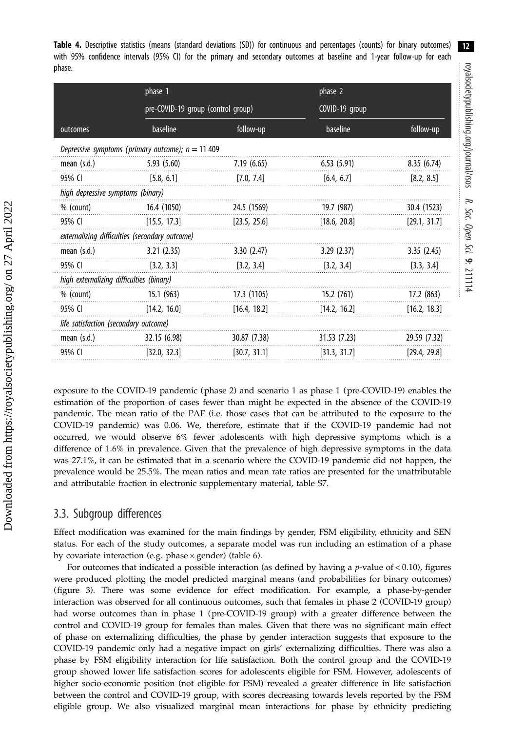**Table 4.** Descriptive statistics (means (standard deviations (SD)) for continuous and percentages (counts) for binary outcomes) with 95% confidence intervals (95% CI) for the primary and secondary outcomes at baseline and 1-year follow-up for each phase.

| | phase 1 | | phase 2 | |
|---|---|---|---|---|
| | pre-COVID-19 group (control group) | | COVID-19 group | |
| outcomes | baseline | follow-up | baseline | follow-up |
| *Depressive symptoms (primary outcome); n = 11 409* | | | | |
| mean (s.d.) | 5.93 (5.60) | 7.19 (6.65) | 6.53 (5.91) | 8.35 (6.74) |
| 95% CI | [5.8, 6.1] | [7.0, 7.4] | [6.4, 6.7] | [8.2, 8.5] |
| *high depressive symptoms (binary)* | | | | |
| % (count) | 16.4 (1050) | 24.5 (1569) | 19.7 (987) | 30.4 (1523) |
| 95% CI | [15.5, 17.3] | [23.5, 25.6] | [18.6, 20.8] | [29.1, 31.7] |
| *externalizing difficulties (secondary outcome)* | | | | |
| mean (s.d.) | 3.21 (2.35) | 3.30 (2.47) | 3.29 (2.37) | 3.35 (2.45) |
| 95% CI | [3.2, 3.3] | [3.2, 3.4] | [3.2, 3.4] | [3.3, 3.4] |
| *high externalizing difficulties (binary)* | | | | |
| % (count) | 15.1 (963) | 17.3 (1105) | 15.2 (761) | 17.2 (863) |
| 95% CI | [14.2, 16.0] | [16.4, 18.2] | [14.2, 16.2] | [16.2, 18.3] |
| *life satisfaction (secondary outcome)* | | | | |
| mean (s.d.) | 32.15 (6.98) | 30.87 (7.38) | 31.53 (7.23) | 29.59 (7.32) |
| 95% CI | [32.0, 32.3] | [30.7, 31.1] | [31.3, 31.7] | [29.4, 29.8] |

exposure to the COVID-19 pandemic (phase 2) and scenario 1 as phase 1 (pre-COVID-19) enables the estimation of the proportion of cases fewer than might be expected in the absence of the COVID-19 pandemic. The mean ratio of the PAF (i.e. those cases that can be attributed to the exposure to the COVID-19 pandemic) was 0.06. We, therefore, estimate that if the COVID-19 pandemic had not occurred, we would observe 6% fewer adolescents with high depressive symptoms which is a difference of 1.6% in prevalence. Given that the prevalence of high depressive symptoms in the data was 27.1%, it can be estimated that in a scenario where the COVID-19 pandemic did not happen, the prevalence would be 25.5%. The mean ratios and mean rate ratios are presented for the unattributable and attributable fraction in electronic supplementary material, table S7.

## 3.3. Subgroup differences

Effect modification was examined for the main findings by gender, FSM eligibility, ethnicity and SEN status. For each of the study outcomes, a separate model was run including an estimation of a phase by covariate interaction (e.g. phase × gender) (table 6).

For outcomes that indicated a possible interaction (as defined by having a $p$-value of $< 0.10$), figures were produced plotting the model predicted marginal means (and probabilities for binary outcomes) (figure 3). There was some evidence for effect modification. For example, a phase-by-gender interaction was observed for all continuous outcomes, such that females in phase 2 (COVID-19 group) had worse outcomes than in phase 1 (pre-COVID-19 group) with a greater difference between the control and COVID-19 group for females than males. Given that there was no significant main effect of phase on externalizing difficulties, the phase by gender interaction suggests that exposure to the COVID-19 pandemic only had a negative impact on girls' externalizing difficulties. There was also a phase by FSM eligibility interaction for life satisfaction. Both the control group and the COVID-19 group showed lower life satisfaction scores for adolescents eligible for FSM. However, adolescents of higher socio-economic position (not eligible for FSM) revealed a greater difference in life satisfaction between the control and COVID-19 group, with scores decreasing towards levels reported by the FSM eligible group. We also visualized marginal mean interactions for phase by ethnicity predicting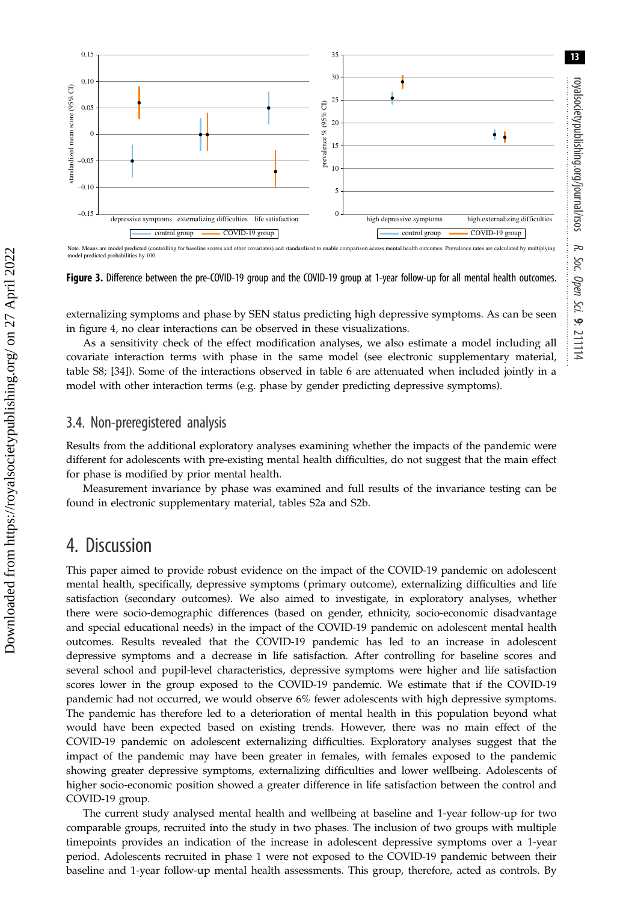Note. Means are model predicted (controlling for baseline scores and other covariates) and standardised to enable comparison across mental health outcomes. Prevalence rates are calculated by multiplying model predicted probabilities by 100.

**Figure 3.** Difference between the pre-COVID-19 group and the COVID-19 group at 1-year follow-up for all mental health outcomes.

externalizing symptoms and phase by SEN status predicting high depressive symptoms. As can be seen in figure 4, no clear interactions can be observed in these visualizations.

As a sensitivity check of the effect modification analyses, we also estimate a model including all covariate interaction terms with phase in the same model (see electronic supplementary material, table S8; [34]). Some of the interactions observed in table 6 are attenuated when included jointly in a model with other interaction terms (e.g. phase by gender predicting depressive symptoms).

### 3.4. Non-preregistered analysis

Results from the additional exploratory analyses examining whether the impacts of the pandemic were different for adolescents with pre-existing mental health difficulties, do not suggest that the main effect for phase is modified by prior mental health.

Measurement invariance by phase was examined and full results of the invariance testing can be found in electronic supplementary material, tables S2a and S2b.

## 4. Discussion

This paper aimed to provide robust evidence on the impact of the COVID-19 pandemic on adolescent mental health, specifically, depressive symptoms (primary outcome), externalizing difficulties and life satisfaction (secondary outcomes). We also aimed to investigate, in exploratory analyses, whether there were socio-demographic differences (based on gender, ethnicity, socio-economic disadvantage and special educational needs) in the impact of the COVID-19 pandemic on adolescent mental health outcomes. Results revealed that the COVID-19 pandemic has led to an increase in adolescent depressive symptoms and a decrease in life satisfaction. After controlling for baseline scores and several school and pupil-level characteristics, depressive symptoms were higher and life satisfaction scores lower in the group exposed to the COVID-19 pandemic. We estimate that if the COVID-19 pandemic had not occurred, we would observe 6% fewer adolescents with high depressive symptoms. The pandemic has therefore led to a deterioration of mental health in this population beyond what would have been expected based on existing trends. However, there was no main effect of the COVID-19 pandemic on adolescent externalizing difficulties. Exploratory analyses suggest that the impact of the pandemic may have been greater in females, with females exposed to the pandemic showing greater depressive symptoms, externalizing difficulties and lower wellbeing. Adolescents of higher socio-economic position showed a greater difference in life satisfaction between the control and COVID-19 group.

The current study analysed mental health and wellbeing at baseline and 1-year follow-up for two comparable groups, recruited into the study in two phases. The inclusion of two groups with multiple timepoints provides an indication of the increase in adolescent depressive symptoms over a 1-year period. Adolescents recruited in phase 1 were not exposed to the COVID-19 pandemic between their baseline and 1-year follow-up mental health assessments. This group, therefore, acted as controls. By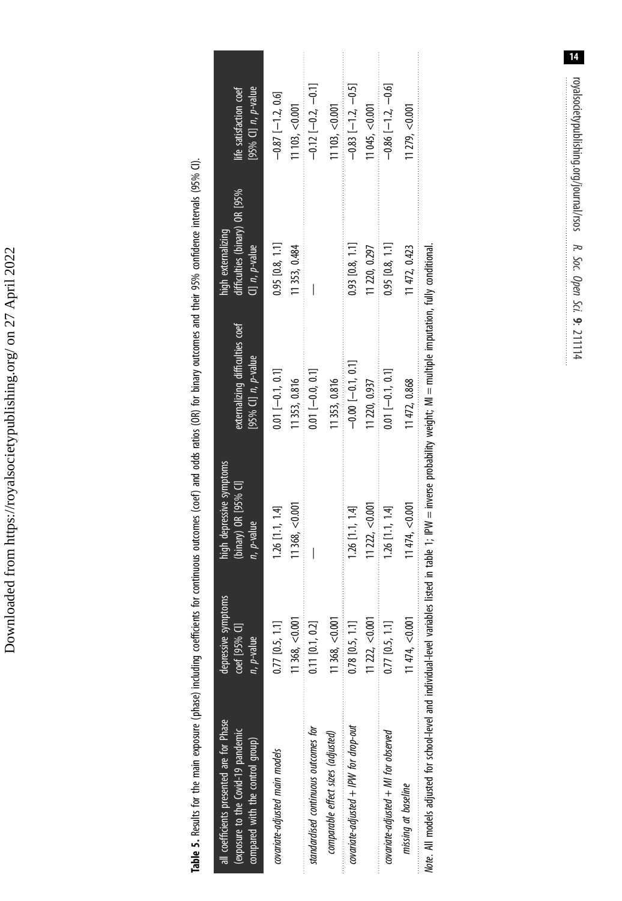**Table 5.** Results for the main exposure (phase) including coefficients for continuous outcomes (coef) and odds ratios (OR) for binary outcomes and their 95% confidence intervals (95% CI).

| all coefficients presented are for Phase (exposure to the Covid-19 pandemic compared with the control group) | depressive symptoms coef [95% CI] *n*, *p*-value | high depressive symptoms (binary) OR [95% CI] *n*, *p*-value | externalizing difficulties coef [95% CI] *n*, *p*-value | high externalizing difficulties (binary) OR [95% CI] *n*, *p*-value | life satisfaction coef [95% CI] *n*, *p*-value |
|---|---|---|---|---|---|
| *covariate-adjusted main models* | 0.77 [0.5, 1.1] | 1.26 [1.1, 1.4] | 0.01 [−0.1, 0.1] | 0.95 [0.8, 1.1] | −0.87 [−1.2, 0.6] |
| | 11 368, <0.001 | 11 368, <0.001 | 11 353, 0.816 | 11 353, 0.484 | 11 103, <0.001 |
| *standardised continuous outcomes for comparable effect sizes (adjusted)* | 0.11 [0.1, 0.2] | — | 0.01 [−0.0, 0.1] | — | −0.12 [−0.2, −0.1] |
| | 11 368, <0.001 | | 11 353, 0.816 | | 11 103, <0.001 |
| *covariate-adjusted + IPW for drop-out* | 0.78 [0.5, 1.1] | 1.26 [1.1, 1.4] | −0.00 [−0.1, 0.1] | 0.93 [0.8, 1.1] | −0.83 [−1.2, −0.5] |
| | 11 222, <0.001 | 11 222, <0.001 | 11 220, 0.937 | 11 220, 0.297 | 11 045, <0.001 |
| *covariate-adjusted + MI for observed missing at baseline* | 0.77 [0.5, 1.1] | 1.26 [1.1, 1.4] | 0.01 [−0.1, 0.1] | 0.95 [0.8, 1.1] | −0.86 [−1.2, −0.6] |
| | 11 474, <0.001 | 11 474, <0.001 | 11 472, 0.868 | 11 472, 0.423 | 11 279, <0.001 |

*Note.* All models adjusted for school-level and individual-level variables listed in table 1; IPW = inverse probability weight; MI = multiple imputation, fully conditional.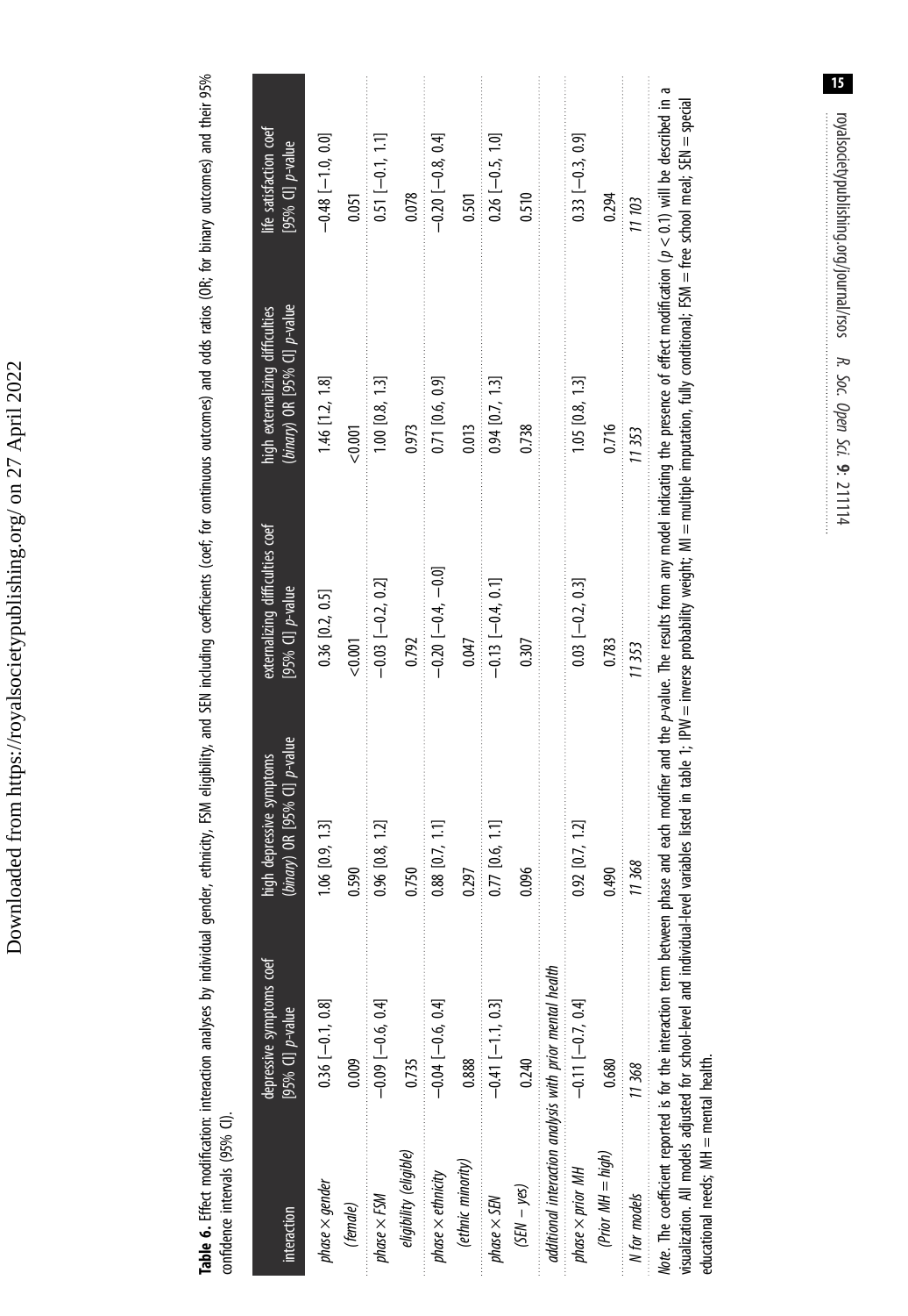**Table 6.** Effect modification: interaction analyses by individual gender, ethnicity, FSM eligibility, and SEN including coefficients (coef; for continuous outcomes) and odds ratios (OR; for binary outcomes) and their 95% confidence intervals (95% CI).

| interaction | depressive symptoms coef [95% CI] *p*-value | high depressive symptoms (*binary*) OR [95% CI] *p*-value | externalizing difficulties coef [95% CI] *p*-value | high externalizing difficulties (*binary*) OR [95% CI] *p*-value | life satisfaction coef [95% CI] *p*-value |
|---|---|---|---|---|---|
| *phase × gender* | 0.36 [−0.1, 0.8] | 1.06 [0.9, 1.3] | 0.36 [0.2, 0.5] | 1.46 [1.2, 1.8] | −0.48 [−1.0, 0.0] |
| *(female)* | 0.009 | 0.590 | <0.001 | <0.001 | 0.051 |
| *phase × FSM* | −0.09 [−0.6, 0.4] | 0.96 [0.8, 1.2] | −0.03 [−0.2, 0.2] | 1.00 [0.8, 1.3] | 0.51 [−0.1, 1.1] |
| *eligibility (eligible)* | 0.735 | 0.750 | 0.792 | 0.973 | 0.078 |
| *phase × ethnicity* | −0.04 [−0.6, 0.4] | 0.88 [0.7, 1.1] | −0.20 [−0.4, −0.0] | 0.71 [0.6, 0.9] | −0.20 [−0.8, 0.4] |
| *(ethnic minority)* | 0.888 | 0.297 | 0.047 | 0.013 | 0.501 |
| *phase × SEN* | −0.41 [−1.1, 0.3] | 0.77 [0.6, 1.1] | −0.13 [−0.4, 0.1] | 0.94 [0.7, 1.3] | 0.26 [−0.5, 1.0] |
| *(SEN − yes)* | 0.240 | 0.096 | 0.307 | 0.738 | 0.510 |
| *additional interaction analysis with prior mental health* | | | | | |
| *phase × prior MH* | −0.11 [−0.7, 0.4] | 0.92 [0.7, 1.2] | 0.03 [−0.2, 0.3] | 1.05 [0.8, 1.3] | 0.33 [−0.3, 0.9] |
| *(Prior MH = high)* | 0.680 | 0.490 | 0.783 | 0.716 | 0.294 |
| *N for models* | *11 368* | *11 368* | *11 353* | *11 353* | *11 103* |

*Note*. The coefficient reported is for the interaction term between phase and each modifier and the *p*-value. The results from any model indicating the presence of effect modification ($p < 0.1$) will be described in a visualization. All models adjusted for school-level and individual-level variables listed in table 1; IPW = inverse probability weight; MI = multiple imputation, fully conditional; FSM = free school meal; SEN = special educational needs; MH = mental health.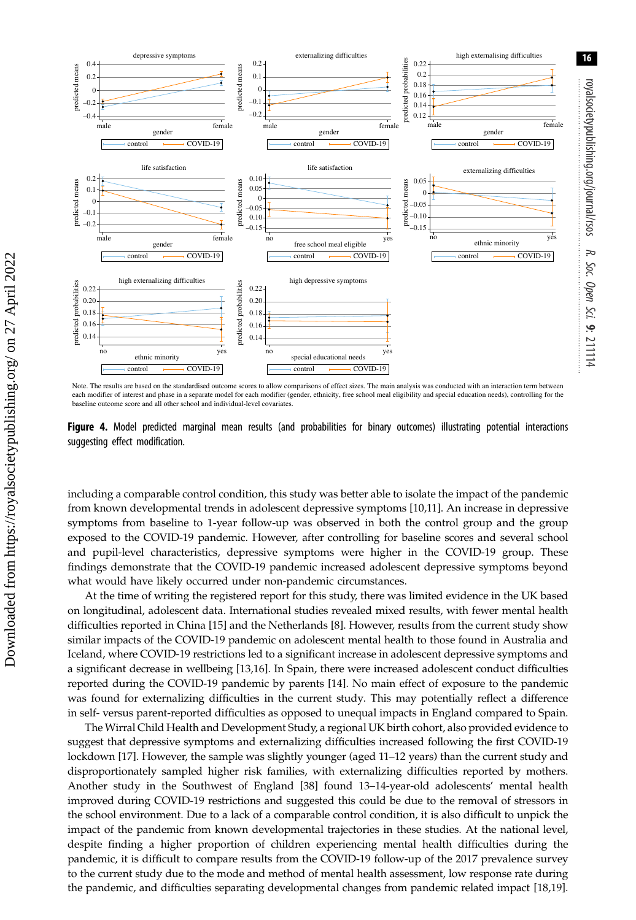Note. The results are based on the standardised outcome scores to allow comparisons of effect sizes. The main analysis was conducted with an interaction term between each modifier of interest and phase in a separate model for each modifier (gender, ethnicity, free school meal eligibility and special education needs), controlling for the baseline outcome score and all other school and individual-level covariates.

**Figure 4.** Model predicted marginal mean results (and probabilities for binary outcomes) illustrating potential interactions suggesting effect modification.

including a comparable control condition, this study was better able to isolate the impact of the pandemic from known developmental trends in adolescent depressive symptoms [10,11]. An increase in depressive symptoms from baseline to 1-year follow-up was observed in both the control group and the group exposed to the COVID-19 pandemic. However, after controlling for baseline scores and several school and pupil-level characteristics, depressive symptoms were higher in the COVID-19 group. These findings demonstrate that the COVID-19 pandemic increased adolescent depressive symptoms beyond what would have likely occurred under non-pandemic circumstances.

At the time of writing the registered report for this study, there was limited evidence in the UK based on longitudinal, adolescent data. International studies revealed mixed results, with fewer mental health difficulties reported in China [15] and the Netherlands [8]. However, results from the current study show similar impacts of the COVID-19 pandemic on adolescent mental health to those found in Australia and Iceland, where COVID-19 restrictions led to a significant increase in adolescent depressive symptoms and a significant decrease in wellbeing [13,16]. In Spain, there were increased adolescent conduct difficulties reported during the COVID-19 pandemic by parents [14]. No main effect of exposure to the pandemic was found for externalizing difficulties in the current study. This may potentially reflect a difference in self- versus parent-reported difficulties as opposed to unequal impacts in England compared to Spain.

The Wirral Child Health and Development Study, a regional UK birth cohort, also provided evidence to suggest that depressive symptoms and externalizing difficulties increased following the first COVID-19 lockdown [17]. However, the sample was slightly younger (aged 11–12 years) than the current study and disproportionately sampled higher risk families, with externalizing difficulties reported by mothers. Another study in the Southwest of England [38] found 13–14-year-old adolescents' mental health improved during COVID-19 restrictions and suggested this could be due to the removal of stressors in the school environment. Due to a lack of a comparable control condition, it is also difficult to unpick the impact of the pandemic from known developmental trajectories in these studies. At the national level, despite finding a higher proportion of children experiencing mental health difficulties during the pandemic, it is difficult to compare results from the COVID-19 follow-up of the 2017 prevalence survey to the current study due to the mode and method of mental health assessment, low response rate during the pandemic, and difficulties separating developmental changes from pandemic related impact [18,19].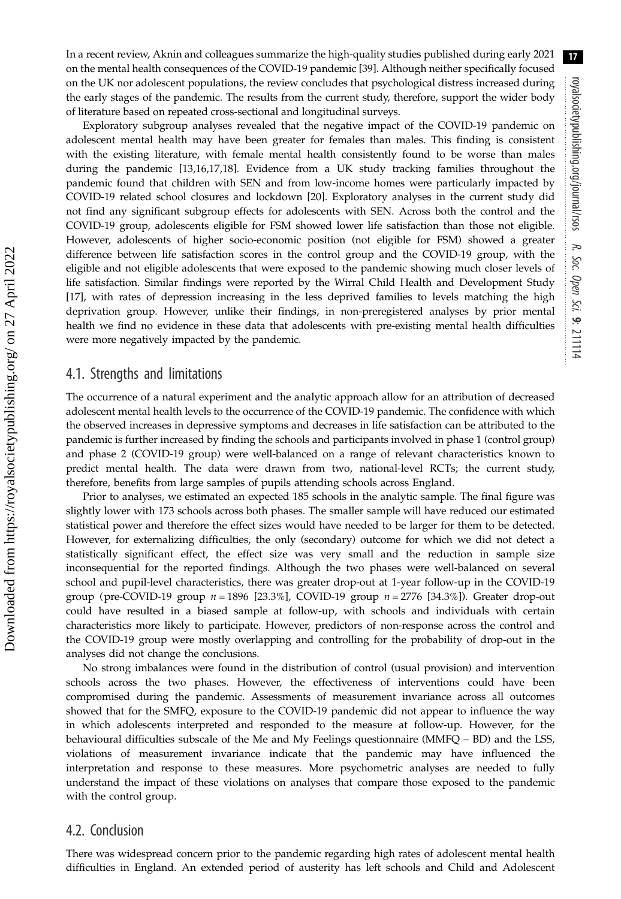In a recent review, Aknin and colleagues summarize the high-quality studies published during early 2021 on the mental health consequences of the COVID-19 pandemic [39]. Although neither specifically focused on the UK nor adolescent populations, the review concludes that psychological distress increased during the early stages of the pandemic. The results from the current study, therefore, support the wider body of literature based on repeated cross-sectional and longitudinal surveys.

Exploratory subgroup analyses revealed that the negative impact of the COVID-19 pandemic on adolescent mental health may have been greater for females than males. This finding is consistent with the existing literature, with female mental health consistently found to be worse than males during the pandemic [13,16,17,18]. Evidence from a UK study tracking families throughout the pandemic found that children with SEN and from low-income homes were particularly impacted by COVID-19 related school closures and lockdown [20]. Exploratory analyses in the current study did not find any significant subgroup effects for adolescents with SEN. Across both the control and the COVID-19 group, adolescents eligible for FSM showed lower life satisfaction than those not eligible. However, adolescents of higher socio-economic position (not eligible for FSM) showed a greater difference between life satisfaction scores in the control group and the COVID-19 group, with the eligible and not eligible adolescents that were exposed to the pandemic showing much closer levels of life satisfaction. Similar findings were reported by the Wirral Child Health and Development Study [17], with rates of depression increasing in the less deprived families to levels matching the high deprivation group. However, unlike their findings, in non-preregistered analyses by prior mental health we find no evidence in these data that adolescents with pre-existing mental health difficulties were more negatively impacted by the pandemic.

## 4.1. Strengths and limitations

The occurrence of a natural experiment and the analytic approach allow for an attribution of decreased adolescent mental health levels to the occurrence of the COVID-19 pandemic. The confidence with which the observed increases in depressive symptoms and decreases in life satisfaction can be attributed to the pandemic is further increased by finding the schools and participants involved in phase 1 (control group) and phase 2 (COVID-19 group) were well-balanced on a range of relevant characteristics known to predict mental health. The data were drawn from two, national-level RCTs; the current study, therefore, benefits from large samples of pupils attending schools across England.

Prior to analyses, we estimated an expected 185 schools in the analytic sample. The final figure was slightly lower with 173 schools across both phases. The smaller sample will have reduced our estimated statistical power and therefore the effect sizes would have needed to be larger for them to be detected. However, for externalizing difficulties, the only (secondary) outcome for which we did not detect a statistically significant effect, the effect size was very small and the reduction in sample size inconsequential for the reported findings. Although the two phases were well-balanced on several school and pupil-level characteristics, there was greater drop-out at 1-year follow-up in the COVID-19 group (pre-COVID-19 group $n = 1896$ [23.3%], COVID-19 group $n = 2776$ [34.3%]). Greater drop-out could have resulted in a biased sample at follow-up, with schools and individuals with certain characteristics more likely to participate. However, predictors of non-response across the control and the COVID-19 group were mostly overlapping and controlling for the probability of drop-out in the analyses did not change the conclusions.

No strong imbalances were found in the distribution of control (usual provision) and intervention schools across the two phases. However, the effectiveness of interventions could have been compromised during the pandemic. Assessments of measurement invariance across all outcomes showed that for the SMFQ, exposure to the COVID-19 pandemic did not appear to influence the way in which adolescents interpreted and responded to the measure at follow-up. However, for the behavioural difficulties subscale of the Me and My Feelings questionnaire (MMFQ – BD) and the LSS, violations of measurement invariance indicate that the pandemic may have influenced the interpretation and response to these measures. More psychometric analyses are needed to fully understand the impact of these violations on analyses that compare those exposed to the pandemic with the control group.

## 4.2. Conclusion

There was widespread concern prior to the pandemic regarding high rates of adolescent mental health difficulties in England. An extended period of austerity has left schools and Child and Adolescent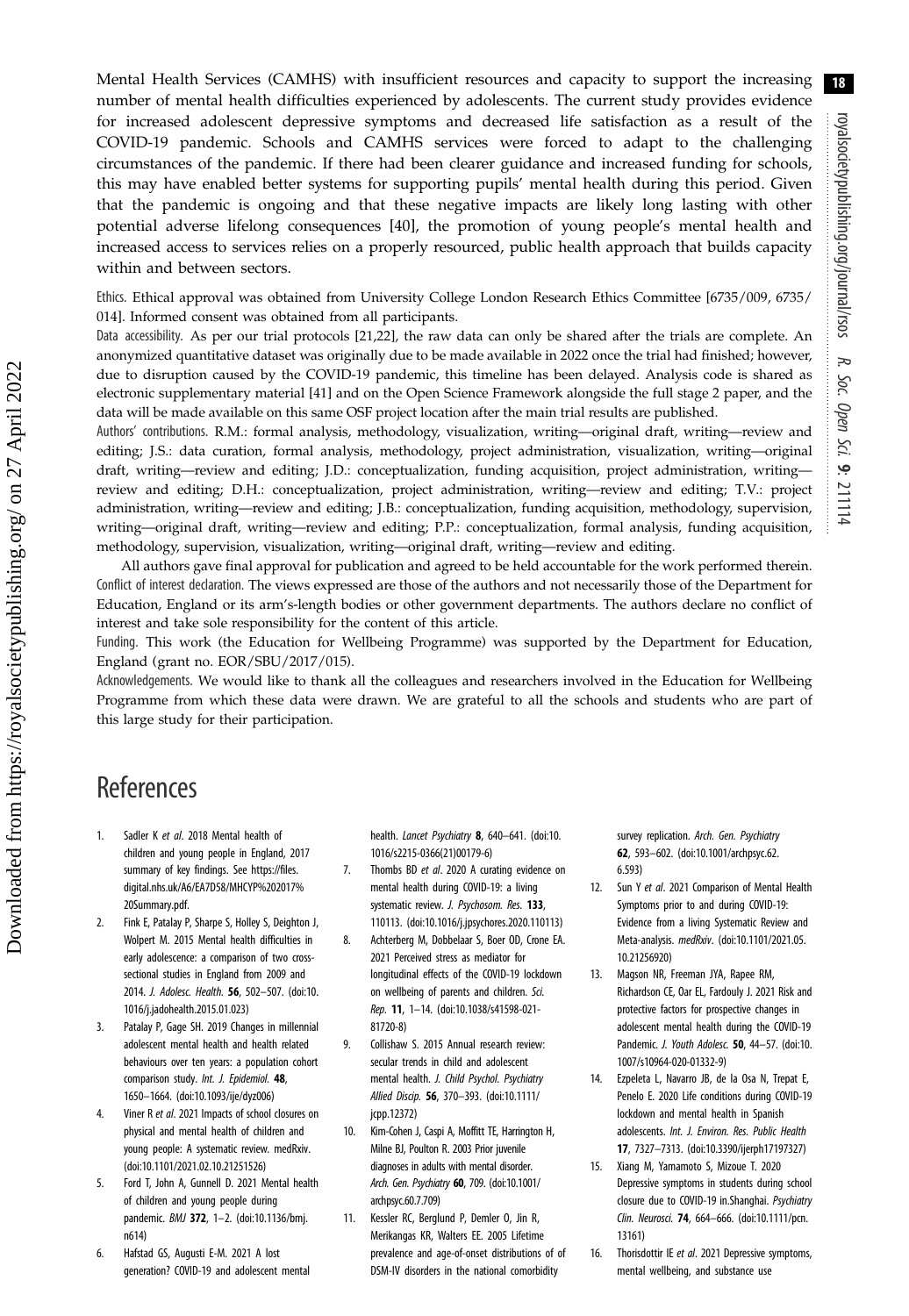Mental Health Services (CAMHS) with insufficient resources and capacity to support the increasing number of mental health difficulties experienced by adolescents. The current study provides evidence for increased adolescent depressive symptoms and decreased life satisfaction as a result of the COVID-19 pandemic. Schools and CAMHS services were forced to adapt to the challenging circumstances of the pandemic. If there had been clearer guidance and increased funding for schools, this may have enabled better systems for supporting pupils' mental health during this period. Given that the pandemic is ongoing and that these negative impacts are likely long lasting with other potential adverse lifelong consequences [40], the promotion of young people's mental health and increased access to services relies on a properly resourced, public health approach that builds capacity within and between sectors.

Ethics. Ethical approval was obtained from University College London Research Ethics Committee [6735/009, 6735/014]. Informed consent was obtained from all participants.

Data accessibility. As per our trial protocols [21,22], the raw data can only be shared after the trials are complete. An anonymized quantitative dataset was originally due to be made available in 2022 once the trial had finished; however, due to disruption caused by the COVID-19 pandemic, this timeline has been delayed. Analysis code is shared as electronic supplementary material [41] and on the Open Science Framework alongside the full stage 2 paper, and the data will be made available on this same OSF project location after the main trial results are published.

Authors' contributions. R.M.: formal analysis, methodology, visualization, writing—original draft, writing—review and editing; J.S.: data curation, formal analysis, methodology, project administration, visualization, writing—original draft, writing—review and editing; J.D.: conceptualization, funding acquisition, project administration, writing—review and editing; D.H.: conceptualization, project administration, writing—review and editing; T.V.: project administration, writing—review and editing; J.B.: conceptualization, funding acquisition, methodology, supervision, writing—original draft, writing—review and editing; P.P.: conceptualization, formal analysis, funding acquisition, methodology, supervision, visualization, writing—original draft, writing—review and editing.

All authors gave final approval for publication and agreed to be held accountable for the work performed therein.

Conflict of interest declaration. The views expressed are those of the authors and not necessarily those of the Department for Education, England or its arm's-length bodies or other government departments. The authors declare no conflict of interest and take sole responsibility for the content of this article.

Funding. This work (the Education for Wellbeing Programme) was supported by the Department for Education, England (grant no. EOR/SBU/2017/015).

Acknowledgements. We would like to thank all the colleagues and researchers involved in the Education for Wellbeing Programme from which these data were drawn. We are grateful to all the schools and students who are part of this large study for their participation.

# References

1. Sadler K *et al*. 2018 Mental health of children and young people in England, 2017 summary of key findings. See https://files.digital.nhs.uk/A6/EA7D58/MHCYP%202017%20Summary.pdf.
2. Fink E, Patalay P, Sharpe S, Holley S, Deighton J, Wolpert M. 2015 Mental health difficulties in early adolescence: a comparison of two cross-sectional studies in England from 2009 and 2014. *J. Adolesc. Health.* **56**, 502–507. (doi:10.1016/j.jadohealth.2015.01.023)
3. Patalay P, Gage SH. 2019 Changes in millennial adolescent mental health and health related behaviours over ten years: a population cohort comparison study. *Int. J. Epidemiol.* **48**, 1650–1664. (doi:10.1093/ije/dyz006)
4. Viner R *et al*. 2021 Impacts of school closures on physical and mental health of children and young people: A systematic review. medRxiv. (doi:10.1101/2021.02.10.21251526)
5. Ford T, John A, Gunnell D. 2021 Mental health of children and young people during pandemic. *BMJ* **372**, 1–2. (doi:10.1136/bmj.n614)
6. Hafstad GS, Augusti E-M. 2021 A lost generation? COVID-19 and adolescent mental health. *Lancet Psychiatry* **8**, 640–641. (doi:10.1016/s2215-0366(21)00179-6)
7. Thombs BD *et al*. 2020 A curating evidence on mental health during COVID-19: a living systematic review. *J. Psychosom. Res.* **133**, 110113. (doi:10.1016/j.jpsychores.2020.110113)
8. Achterberg M, Dobbelaar S, Boer OD, Crone EA. 2021 Perceived stress as mediator for longitudinal effects of the COVID-19 lockdown on wellbeing of parents and children. *Sci. Rep.* **11**, 1–14. (doi:10.1038/s41598-021-81720-8)
9. Collishaw S. 2015 Annual research review: secular trends in child and adolescent mental health. *J. Child Psychol. Psychiatry Allied Discip.* **56**, 370–393. (doi:10.1111/jcpp.12372)
10. Kim-Cohen J, Caspi A, Moffitt TE, Harrington H, Milne BJ, Poulton R. 2003 Prior juvenile diagnoses in adults with mental disorder. *Arch. Gen. Psychiatry* **60**, 709. (doi:10.1001/archpsyc.60.7.709)
11. Kessler RC, Berglund P, Demler O, Jin R, Merikangas KR, Walters EE. 2005 Lifetime prevalence and age-of-onset distributions of of DSM-IV disorders in the national comorbidity survey replication. *Arch. Gen. Psychiatry* **62**, 593–602. (doi:10.1001/archpsyc.62.6.593)
12. Sun Y *et al*. 2021 Comparison of Mental Health Symptoms prior to and during COVID-19: Evidence from a living Systematic Review and Meta-analysis. *medRxiv*. (doi:10.1101/2021.05.10.21256920)
13. Magson NR, Freeman JYA, Rapee RM, Richardson CE, Oar EL, Fardouly J. 2021 Risk and protective factors for prospective changes in adolescent mental health during the COVID-19 Pandemic. *J. Youth Adolesc.* **50**, 44–57. (doi:10.1007/s10964-020-01332-9)
14. Ezpeleta L, Navarro JB, de la Osa N, Trepat E, Penelo E. 2020 Life conditions during COVID-19 lockdown and mental health in Spanish adolescents. *Int. J. Environ. Res. Public Health* **17**, 7327–7313. (doi:10.3390/ijerph17197327)
15. Xiang M, Yamamoto S, Mizoue T. 2020 Depressive symptoms in students during school closure due to COVID-19 in.Shanghai. *Psychiatry Clin. Neurosci.* **74**, 664–666. (doi:10.1111/pcn.13161)
16. Thorisdottir IE *et al*. 2021 Depressive symptoms, mental wellbeing, and substance use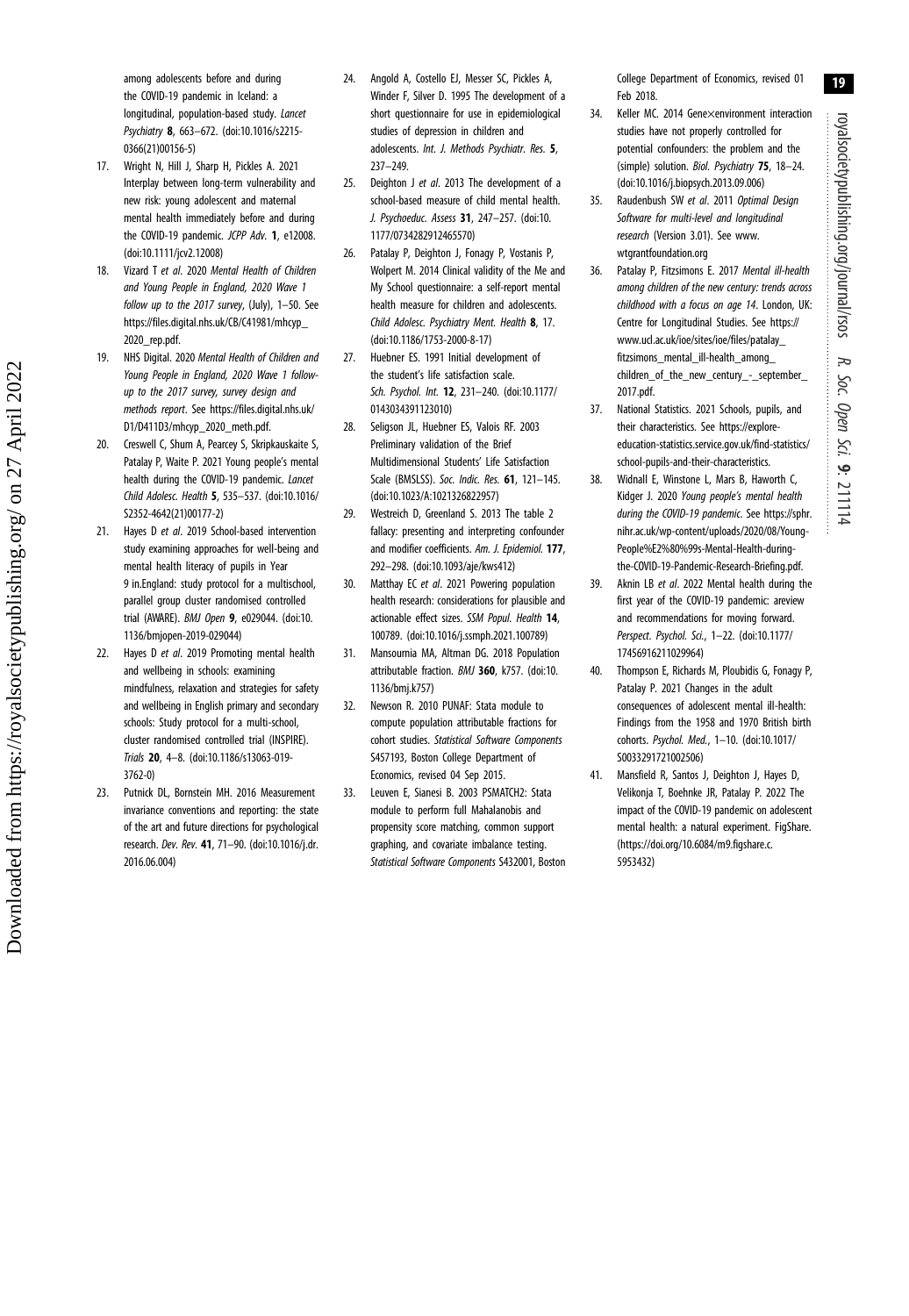among adolescents before and during the COVID-19 pandemic in Iceland: a longitudinal, population-based study. *Lancet Psychiatry* **8**, 663–672. (doi:10.1016/s2215-0366(21)00156-5)

17. Wright N, Hill J, Sharp H, Pickles A. 2021 Interplay between long-term vulnerability and new risk: young adolescent and maternal mental health immediately before and during the COVID-19 pandemic. *JCPP Adv.* **1**, e12008. (doi:10.1111/jcv2.12008)
18. Vizard T *et al*. 2020 *Mental Health of Children and Young People in England, 2020 Wave 1 follow up to the 2017 survey*, (July), 1–50. See https://files.digital.nhs.uk/CB/C41981/mhcyp_2020_rep.pdf.
19. NHS Digital. 2020 *Mental Health of Children and Young People in England, 2020 Wave 1 follow-up to the 2017 survey, survey design and methods report*. See https://files.digital.nhs.uk/D1/D411D3/mhcyp_2020_meth.pdf.
20. Creswell C, Shum A, Pearcey S, Skripkauskaite S, Patalay P, Waite P. 2021 Young people's mental health during the COVID-19 pandemic. *Lancet Child Adolesc. Health* **5**, 535–537. (doi:10.1016/S2352-4642(21)00177-2)
21. Hayes D *et al*. 2019 School-based intervention study examining approaches for well-being and mental health literacy of pupils in Year 9 in.England: study protocol for a multischool, parallel group cluster randomised controlled trial (AWARE). *BMJ Open* **9**, e029044. (doi:10.1136/bmjopen-2019-029044)
22. Hayes D *et al*. 2019 Promoting mental health and wellbeing in schools: examining mindfulness, relaxation and strategies for safety and wellbeing in English primary and secondary schools: Study protocol for a multi-school, cluster randomised controlled trial (INSPIRE). *Trials* **20**, 4–8. (doi:10.1186/s13063-019-3762-0)
23. Putnick DL, Bornstein MH. 2016 Measurement invariance conventions and reporting: the state of the art and future directions for psychological research. *Dev. Rev.* **41**, 71–90. (doi:10.1016/j.dr.2016.06.004)
24. Angold A, Costello EJ, Messer SC, Pickles A, Winder F, Silver D. 1995 The development of a short questionnaire for use in epidemiological studies of depression in children and adolescents. *Int. J. Methods Psychiatr. Res.* **5**, 237–249.
25. Deighton J *et al*. 2013 The development of a school-based measure of child mental health. *J. Psychoeduc. Assess* **31**, 247–257. (doi:10.1177/0734282912465570)
26. Patalay P, Deighton J, Fonagy P, Vostanis P, Wolpert M. 2014 Clinical validity of the Me and My School questionnaire: a self-report mental health measure for children and adolescents. *Child Adolesc. Psychiatry Ment. Health* **8**, 17. (doi:10.1186/1753-2000-8-17)
27. Huebner ES. 1991 Initial development of the student's life satisfaction scale. *Sch. Psychol. Int.* **12**, 231–240. (doi:10.1177/0143034391123010)
28. Seligson JL, Huebner ES, Valois RF. 2003 Preliminary validation of the Brief Multidimensional Students' Life Satisfaction Scale (BMSLSS). *Soc. Indic. Res.* **61**, 121–145. (doi:10.1023/A:1021326822957)
29. Westreich D, Greenland S. 2013 The table 2 fallacy: presenting and interpreting confounder and modifier coefficients. *Am. J. Epidemiol.* **177**, 292–298. (doi:10.1093/aje/kws412)
30. Matthay EC *et al*. 2021 Powering population health research: considerations for plausible and actionable effect sizes. *SSM Popul. Health* **14**, 100789. (doi:10.1016/j.ssmph.2021.100789)
31. Mansournia MA, Altman DG. 2018 Population attributable fraction. *BMJ* **360**, k757. (doi:10.1136/bmj.k757)
32. Newson R. 2010 PUNAF: Stata module to compute population attributable fractions for cohort studies. *Statistical Software Components* S457193, Boston College Department of Economics, revised 04 Sep 2015.
33. Leuven E, Sianesi B. 2003 PSMATCH2: Stata module to perform full Mahalanobis and propensity score matching, common support graphing, and covariate imbalance testing. *Statistical Software Components* S432001, Boston College Department of Economics, revised 01 Feb 2018.
34. Keller MC. 2014 Gene×environment interaction studies have not properly controlled for potential confounders: the problem and the (simple) solution. *Biol. Psychiatry* **75**, 18–24. (doi:10.1016/j.biopsych.2013.09.006)
35. Raudenbush SW *et al*. 2011 *Optimal Design Software for multi-level and longitudinal research* (Version 3.01). See www.wtgrantfoundation.org
36. Patalay P, Fitzsimons E. 2017 *Mental ill-health among children of the new century: trends across childhood with a focus on age 14*. London, UK: Centre for Longitudinal Studies. See https://www.ucl.ac.uk/ioe/sites/ioe/files/patalay_fitzsimons_mental_ill-health_among_children_of_the_new_century_-_september_2017.pdf.
37. National Statistics. 2021 Schools, pupils, and their characteristics. See https://explore-education-statistics.service.gov.uk/find-statistics/school-pupils-and-their-characteristics.
38. Widnall E, Winstone L, Mars B, Haworth C, Kidger J. 2020 *Young people's mental health during the COVID-19 pandemic*. See https://sphr.nihr.ac.uk/wp-content/uploads/2020/08/Young-People%E2%80%99s-Mental-Health-during-the-COVID-19-Pandemic-Research-Briefing.pdf.
39. Aknin LB *et al*. 2022 Mental health during the first year of the COVID-19 pandemic: areview and recommendations for moving forward. *Perspect. Psychol. Sci.*, 1–22. (doi:10.1177/17456916211029964)
40. Thompson E, Richards M, Ploubidis G, Fonagy P, Patalay P. 2021 Changes in the adult consequences of adolescent mental ill-health: Findings from the 1958 and 1970 British birth cohorts. *Psychol. Med.*, 1–10. (doi:10.1017/S0033291721002506)
41. Mansfield R, Santos J, Deighton J, Hayes D, Velikonja T, Boehnke JR, Patalay P. 2022 The impact of the COVID-19 pandemic on adolescent mental health: a natural experiment. FigShare. (https://doi.org/10.6084/m9.figshare.c.5953432)